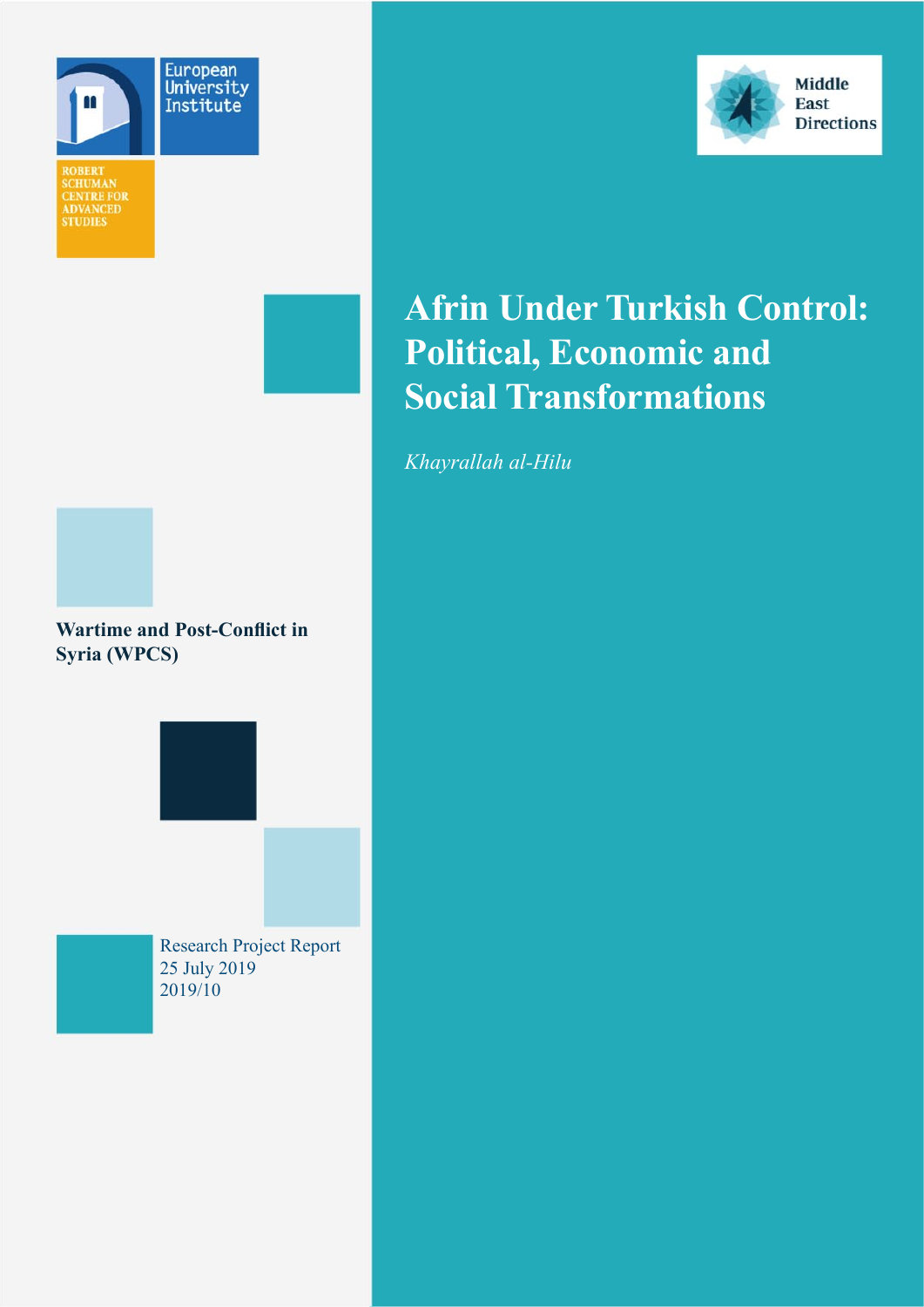European University Institute

ROBERT SCHUMAN CENTRE FOR ADVANCED STUDIES

Middle East Directions

# Afrin Under Turkish Control: Political, Economic and Social Transformations

*Khayrallah al-Hilu*

**Wartime and Post-Conflict in Syria (WPCS)**

Research Project Report
25 July 2019
2019/10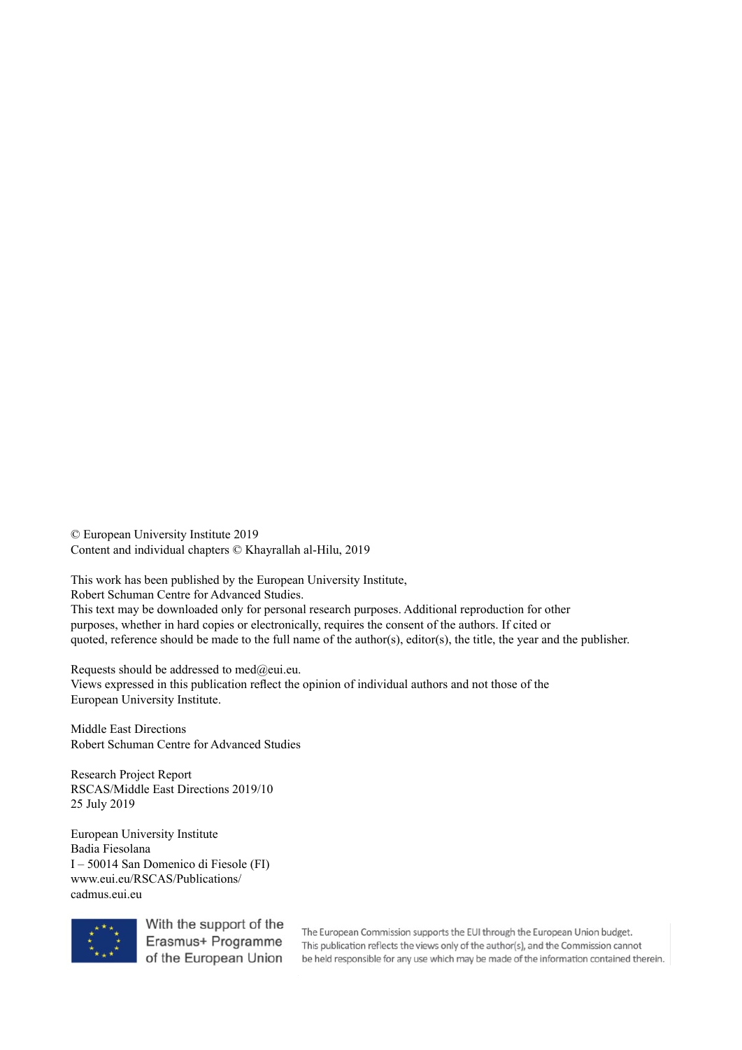© European University Institute 2019
Content and individual chapters © Khayrallah al-Hilu, 2019

This work has been published by the European University Institute,
Robert Schuman Centre for Advanced Studies.
This text may be downloaded only for personal research purposes. Additional reproduction for other purposes, whether in hard copies or electronically, requires the consent of the authors. If cited or quoted, reference should be made to the full name of the author(s), editor(s), the title, the year and the publisher.

Requests should be addressed to med@eui.eu.
Views expressed in this publication reflect the opinion of individual authors and not those of the European University Institute.

Middle East Directions
Robert Schuman Centre for Advanced Studies

Research Project Report
RSCAS/Middle East Directions 2019/10
25 July 2019

European University Institute
Badia Fiesolana
I – 50014 San Domenico di Fiesole (FI)
www.eui.eu/RSCAS/Publications/
cadmus.eui.eu

With the support of the Erasmus+ Programme of the European Union

The European Commission supports the EUI through the European Union budget. This publication reflects the views only of the author(s), and the Commission cannot be held responsible for any use which may be made of the information contained therein.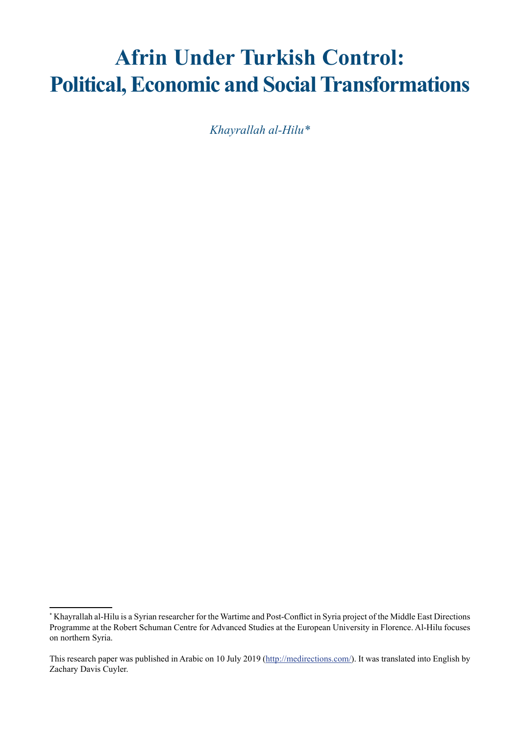# Afrin Under Turkish Control: Political, Economic and Social Transformations

*Khayrallah al-Hilu**

---

* Khayrallah al-Hilu is a Syrian researcher for the Wartime and Post-Conflict in Syria project of the Middle East Directions Programme at the Robert Schuman Centre for Advanced Studies at the European University in Florence. Al-Hilu focuses on northern Syria.

This research paper was published in Arabic on 10 July 2019 (http://medirections.com/). It was translated into English by Zachary Davis Cuyler.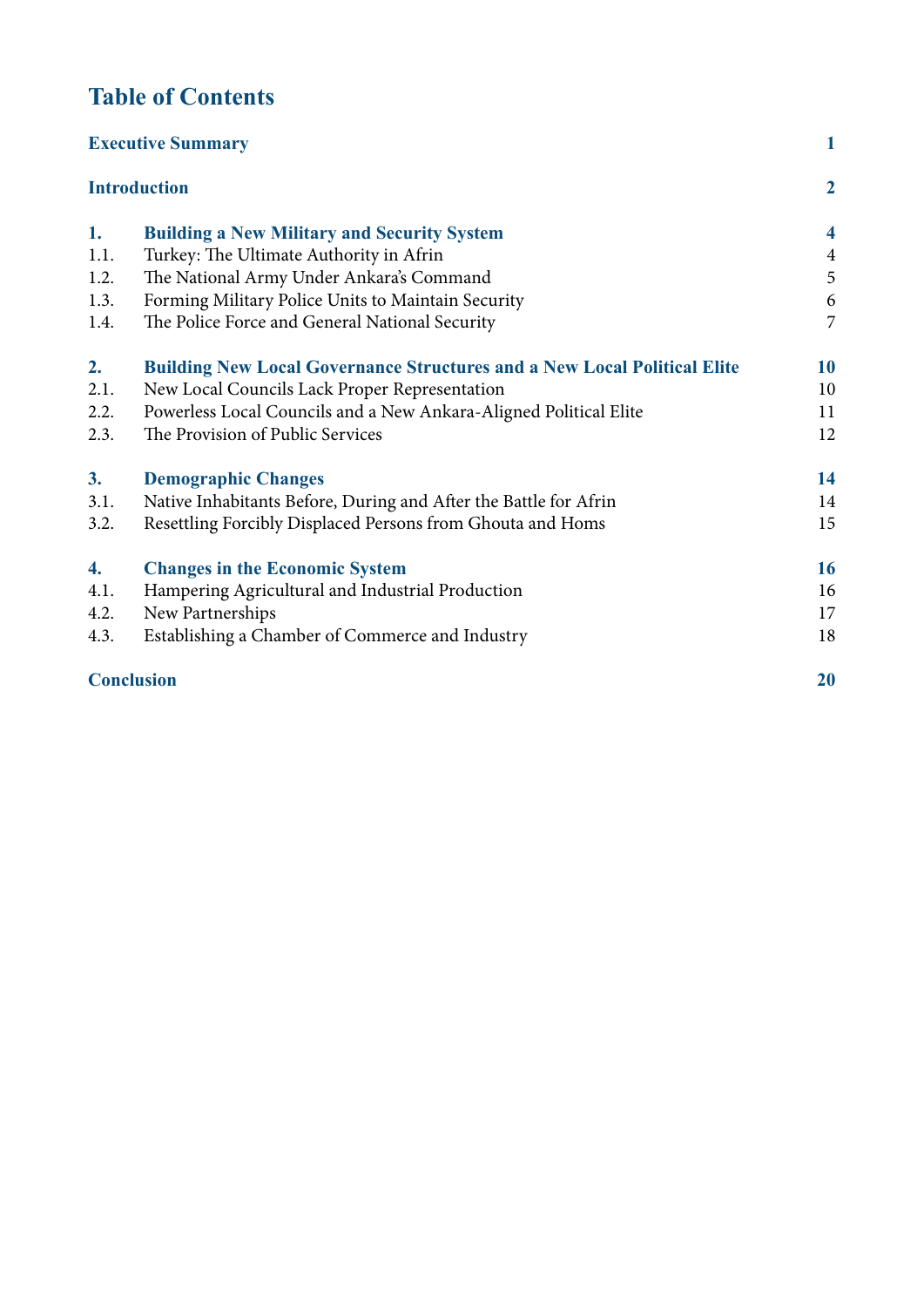# Table of Contents

| | | |
|---|---|---|
| **Executive Summary** | | **1** |
| **Introduction** | | **2** |
| **1.** | **Building a New Military and Security System** | **4** |
| 1.1. | Turkey: The Ultimate Authority in Afrin | 4 |
| 1.2. | The National Army Under Ankara's Command | 5 |
| 1.3. | Forming Military Police Units to Maintain Security | 6 |
| 1.4. | The Police Force and General National Security | 7 |
| **2.** | **Building New Local Governance Structures and a New Local Political Elite** | **10** |
| 2.1. | New Local Councils Lack Proper Representation | 10 |
| 2.2. | Powerless Local Councils and a New Ankara-Aligned Political Elite | 11 |
| 2.3. | The Provision of Public Services | 12 |
| **3.** | **Demographic Changes** | **14** |
| 3.1. | Native Inhabitants Before, During and After the Battle for Afrin | 14 |
| 3.2. | Resettling Forcibly Displaced Persons from Ghouta and Homs | 15 |
| **4.** | **Changes in the Economic System** | **16** |
| 4.1. | Hampering Agricultural and Industrial Production | 16 |
| 4.2. | New Partnerships | 17 |
| 4.3. | Establishing a Chamber of Commerce and Industry | 18 |
| **Conclusion** | | **20** |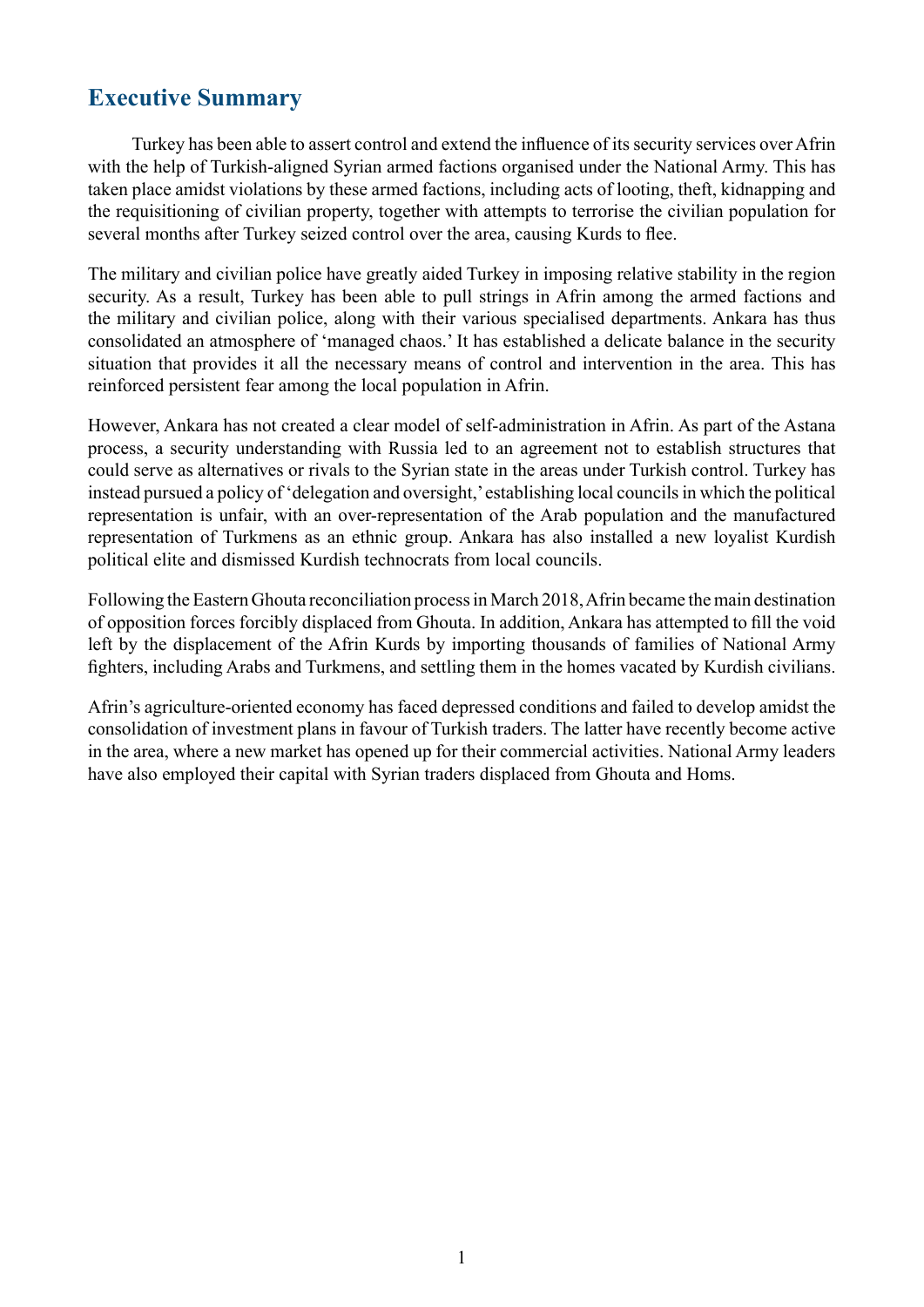## Executive Summary

Turkey has been able to assert control and extend the influence of its security services over Afrin with the help of Turkish-aligned Syrian armed factions organised under the National Army. This has taken place amidst violations by these armed factions, including acts of looting, theft, kidnapping and the requisitioning of civilian property, together with attempts to terrorise the civilian population for several months after Turkey seized control over the area, causing Kurds to flee.

The military and civilian police have greatly aided Turkey in imposing relative stability in the region security. As a result, Turkey has been able to pull strings in Afrin among the armed factions and the military and civilian police, along with their various specialised departments. Ankara has thus consolidated an atmosphere of 'managed chaos.' It has established a delicate balance in the security situation that provides it all the necessary means of control and intervention in the area. This has reinforced persistent fear among the local population in Afrin.

However, Ankara has not created a clear model of self-administration in Afrin. As part of the Astana process, a security understanding with Russia led to an agreement not to establish structures that could serve as alternatives or rivals to the Syrian state in the areas under Turkish control. Turkey has instead pursued a policy of 'delegation and oversight,' establishing local councils in which the political representation is unfair, with an over-representation of the Arab population and the manufactured representation of Turkmens as an ethnic group. Ankara has also installed a new loyalist Kurdish political elite and dismissed Kurdish technocrats from local councils.

Following the Eastern Ghouta reconciliation process in March 2018, Afrin became the main destination of opposition forces forcibly displaced from Ghouta. In addition, Ankara has attempted to fill the void left by the displacement of the Afrin Kurds by importing thousands of families of National Army fighters, including Arabs and Turkmens, and settling them in the homes vacated by Kurdish civilians.

Afrin's agriculture-oriented economy has faced depressed conditions and failed to develop amidst the consolidation of investment plans in favour of Turkish traders. The latter have recently become active in the area, where a new market has opened up for their commercial activities. National Army leaders have also employed their capital with Syrian traders displaced from Ghouta and Homs.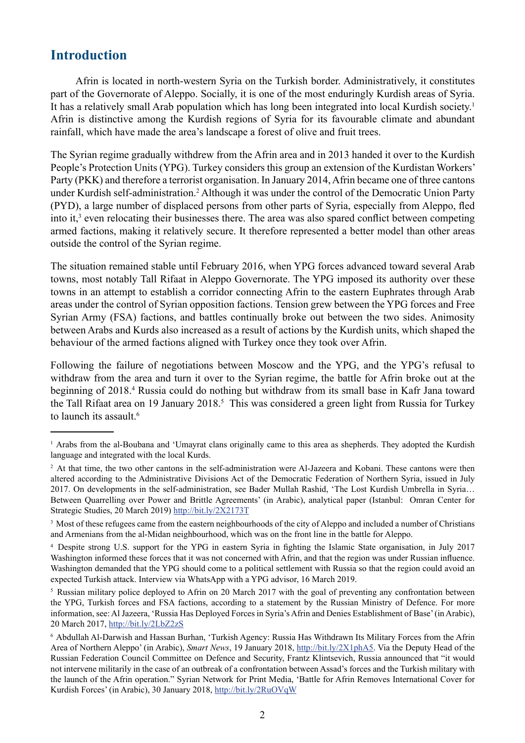## Introduction

Afrin is located in north-western Syria on the Turkish border. Administratively, it constitutes part of the Governorate of Aleppo. Socially, it is one of the most enduringly Kurdish areas of Syria. It has a relatively small Arab population which has long been integrated into local Kurdish society.[1] Afrin is distinctive among the Kurdish regions of Syria for its favourable climate and abundant rainfall, which have made the area's landscape a forest of olive and fruit trees.

The Syrian regime gradually withdrew from the Afrin area and in 2013 handed it over to the Kurdish People's Protection Units (YPG). Turkey considers this group an extension of the Kurdistan Workers' Party (PKK) and therefore a terrorist organisation. In January 2014, Afrin became one of three cantons under Kurdish self-administration.[2] Although it was under the control of the Democratic Union Party (PYD), a large number of displaced persons from other parts of Syria, especially from Aleppo, fled into it,[3] even relocating their businesses there. The area was also spared conflict between competing armed factions, making it relatively secure. It therefore represented a better model than other areas outside the control of the Syrian regime.

The situation remained stable until February 2016, when YPG forces advanced toward several Arab towns, most notably Tall Rifaat in Aleppo Governorate. The YPG imposed its authority over these towns in an attempt to establish a corridor connecting Afrin to the eastern Euphrates through Arab areas under the control of Syrian opposition factions. Tension grew between the YPG forces and Free Syrian Army (FSA) factions, and battles continually broke out between the two sides. Animosity between Arabs and Kurds also increased as a result of actions by the Kurdish units, which shaped the behaviour of the armed factions aligned with Turkey once they took over Afrin.

Following the failure of negotiations between Moscow and the YPG, and the YPG's refusal to withdraw from the area and turn it over to the Syrian regime, the battle for Afrin broke out at the beginning of 2018.[4] Russia could do nothing but withdraw from its small base in Kafr Jana toward the Tall Rifaat area on 19 January 2018.[5] This was considered a green light from Russia for Turkey to launch its assault.[6]

---

[1] Arabs from the al-Boubana and 'Umayrat clans originally came to this area as shepherds. They adopted the Kurdish language and integrated with the local Kurds.

[2] At that time, the two other cantons in the self-administration were Al-Jazeera and Kobani. These cantons were then altered according to the Administrative Divisions Act of the Democratic Federation of Northern Syria, issued in July 2017. On developments in the self-administration, see Bader Mullah Rashid, 'The Lost Kurdish Umbrella in Syria… Between Quarrelling over Power and Brittle Agreements' (in Arabic), analytical paper (Istanbul: Omran Center for Strategic Studies, 20 March 2019) http://bit.ly/2X2173T

[3] Most of these refugees came from the eastern neighbourhoods of the city of Aleppo and included a number of Christians and Armenians from the al-Midan neighbourhood, which was on the front line in the battle for Aleppo.

[4] Despite strong U.S. support for the YPG in eastern Syria in fighting the Islamic State organisation, in July 2017 Washington informed these forces that it was not concerned with Afrin, and that the region was under Russian influence. Washington demanded that the YPG should come to a political settlement with Russia so that the region could avoid an expected Turkish attack. Interview via WhatsApp with a YPG advisor, 16 March 2019.

[5] Russian military police deployed to Afrin on 20 March 2017 with the goal of preventing any confrontation between the YPG, Turkish forces and FSA factions, according to a statement by the Russian Ministry of Defence. For more information, see: Al Jazeera, 'Russia Has Deployed Forces in Syria's Afrin and Denies Establishment of Base' (in Arabic), 20 March 2017, http://bit.ly/2LbZ2zS

[6] Abdullah Al-Darwish and Hassan Burhan, 'Turkish Agency: Russia Has Withdrawn Its Military Forces from the Afrin Area of Northern Aleppo' (in Arabic), *Smart News*, 19 January 2018, http://bit.ly/2X1phA5. Via the Deputy Head of the Russian Federation Council Committee on Defence and Security, Frantz Klintsevich, Russia announced that "it would not intervene militarily in the case of an outbreak of a confrontation between Assad's forces and the Turkish military with the launch of the Afrin operation." Syrian Network for Print Media, 'Battle for Afrin Removes International Cover for Kurdish Forces' (in Arabic), 30 January 2018, http://bit.ly/2RuOVqW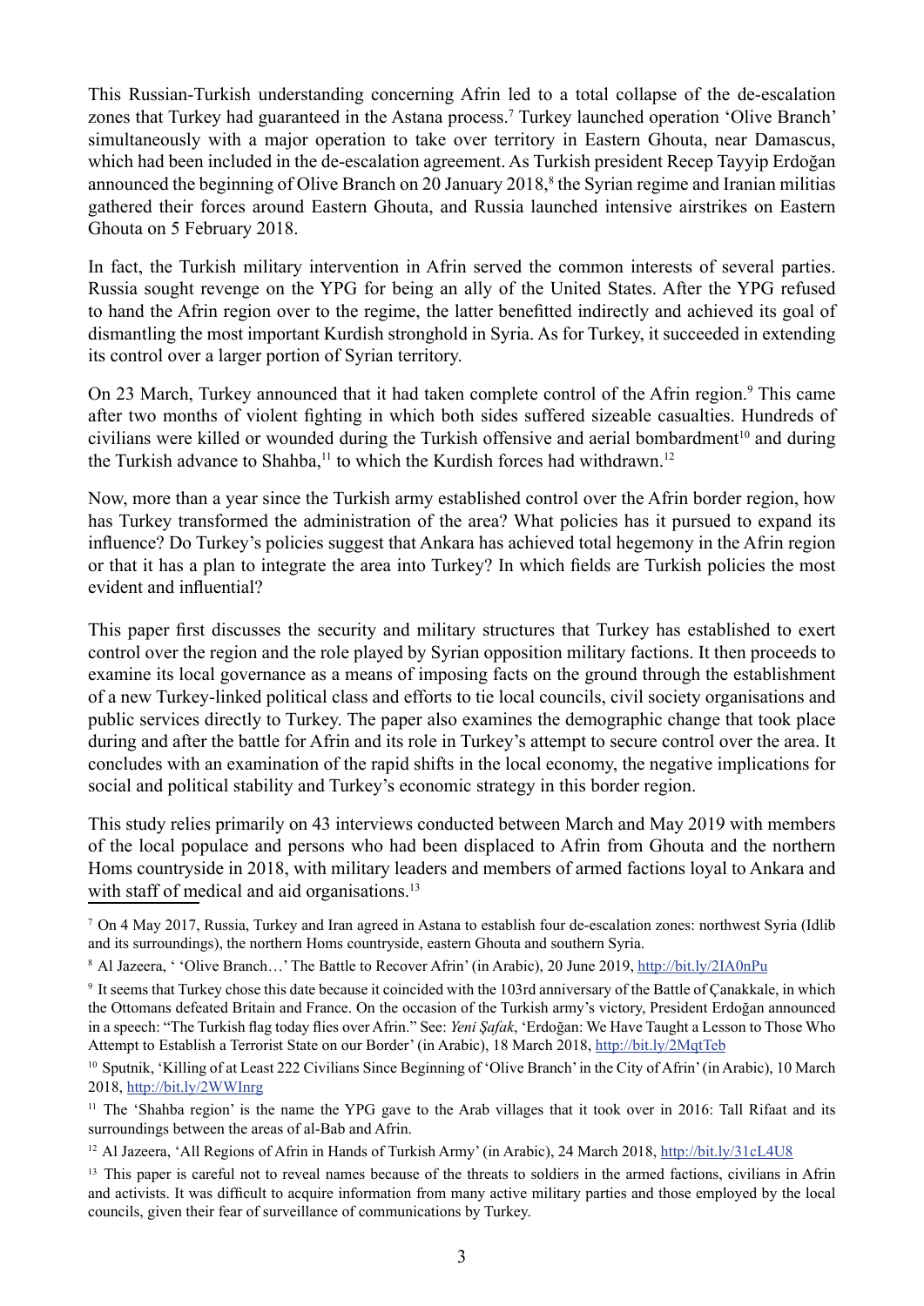This Russian-Turkish understanding concerning Afrin led to a total collapse of the de-escalation zones that Turkey had guaranteed in the Astana process.[7] Turkey launched operation 'Olive Branch' simultaneously with a major operation to take over territory in Eastern Ghouta, near Damascus, which had been included in the de-escalation agreement. As Turkish president Recep Tayyip Erdoğan announced the beginning of Olive Branch on 20 January 2018,[8] the Syrian regime and Iranian militias gathered their forces around Eastern Ghouta, and Russia launched intensive airstrikes on Eastern Ghouta on 5 February 2018.

In fact, the Turkish military intervention in Afrin served the common interests of several parties. Russia sought revenge on the YPG for being an ally of the United States. After the YPG refused to hand the Afrin region over to the regime, the latter benefitted indirectly and achieved its goal of dismantling the most important Kurdish stronghold in Syria. As for Turkey, it succeeded in extending its control over a larger portion of Syrian territory.

On 23 March, Turkey announced that it had taken complete control of the Afrin region.[9] This came after two months of violent fighting in which both sides suffered sizeable casualties. Hundreds of civilians were killed or wounded during the Turkish offensive and aerial bombardment[10] and during the Turkish advance to Shahba,[11] to which the Kurdish forces had withdrawn.[12]

Now, more than a year since the Turkish army established control over the Afrin border region, how has Turkey transformed the administration of the area? What policies has it pursued to expand its influence? Do Turkey's policies suggest that Ankara has achieved total hegemony in the Afrin region or that it has a plan to integrate the area into Turkey? In which fields are Turkish policies the most evident and influential?

This paper first discusses the security and military structures that Turkey has established to exert control over the region and the role played by Syrian opposition military factions. It then proceeds to examine its local governance as a means of imposing facts on the ground through the establishment of a new Turkey-linked political class and efforts to tie local councils, civil society organisations and public services directly to Turkey. The paper also examines the demographic change that took place during and after the battle for Afrin and its role in Turkey's attempt to secure control over the area. It concludes with an examination of the rapid shifts in the local economy, the negative implications for social and political stability and Turkey's economic strategy in this border region.

This study relies primarily on 43 interviews conducted between March and May 2019 with members of the local populace and persons who had been displaced to Afrin from Ghouta and the northern Homs countryside in 2018, with military leaders and members of armed factions loyal to Ankara and with staff of medical and aid organisations.[13]

---

[7] On 4 May 2017, Russia, Turkey and Iran agreed in Astana to establish four de-escalation zones: northwest Syria (Idlib and its surroundings), the northern Homs countryside, eastern Ghouta and southern Syria.

[8] Al Jazeera, ' 'Olive Branch…' The Battle to Recover Afrin' (in Arabic), 20 June 2019, http://bit.ly/2IA0nPu

[9] It seems that Turkey chose this date because it coincided with the 103rd anniversary of the Battle of Çanakkale, in which the Ottomans defeated Britain and France. On the occasion of the Turkish army's victory, President Erdoğan announced in a speech: "The Turkish flag today flies over Afrin." See: *Yeni Şafak*, 'Erdoğan: We Have Taught a Lesson to Those Who Attempt to Establish a Terrorist State on our Border' (in Arabic), 18 March 2018, http://bit.ly/2MqtTeb

[10] Sputnik, 'Killing of at Least 222 Civilians Since Beginning of 'Olive Branch' in the City of Afrin' (in Arabic), 10 March 2018, http://bit.ly/2WWInrg

[11] The 'Shahba region' is the name the YPG gave to the Arab villages that it took over in 2016: Tall Rifaat and its surroundings between the areas of al-Bab and Afrin.

[12] Al Jazeera, 'All Regions of Afrin in Hands of Turkish Army' (in Arabic), 24 March 2018, http://bit.ly/31cL4U8

[13] This paper is careful not to reveal names because of the threats to soldiers in the armed factions, civilians in Afrin and activists. It was difficult to acquire information from many active military parties and those employed by the local councils, given their fear of surveillance of communications by Turkey.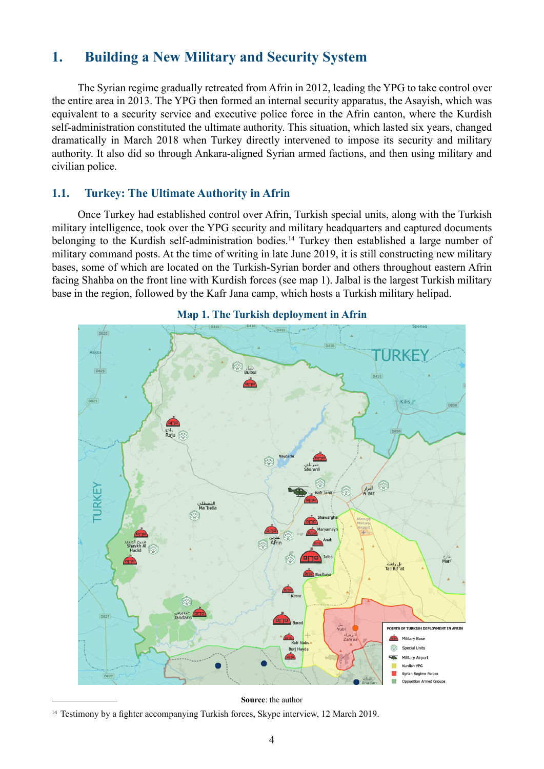# 1. Building a New Military and Security System

The Syrian regime gradually retreated from Afrin in 2012, leading the YPG to take control over the entire area in 2013. The YPG then formed an internal security apparatus, the Asayish, which was equivalent to a security service and executive police force in the Afrin canton, where the Kurdish self-administration constituted the ultimate authority. This situation, which lasted six years, changed dramatically in March 2018 when Turkey directly intervened to impose its security and military authority. It also did so through Ankara-aligned Syrian armed factions, and then using military and civilian police.

## 1.1. Turkey: The Ultimate Authority in Afrin

Once Turkey had established control over Afrin, Turkish special units, along with the Turkish military intelligence, took over the YPG security and military headquarters and captured documents belonging to the Kurdish self-administration bodies.[14] Turkey then established a large number of military command posts. At the time of writing in late June 2019, it is still constructing new military bases, some of which are located on the Turkish-Syrian border and others throughout eastern Afrin facing Shahba on the front line with Kurdish forces (see map 1). Jalbal is the largest Turkish military base in the region, followed by the Kafr Jana camp, which hosts a Turkish military helipad.

**Map 1. The Turkish deployment in Afrin**

**Source**: the author

[14] Testimony by a fighter accompanying Turkish forces, Skype interview, 12 March 2019.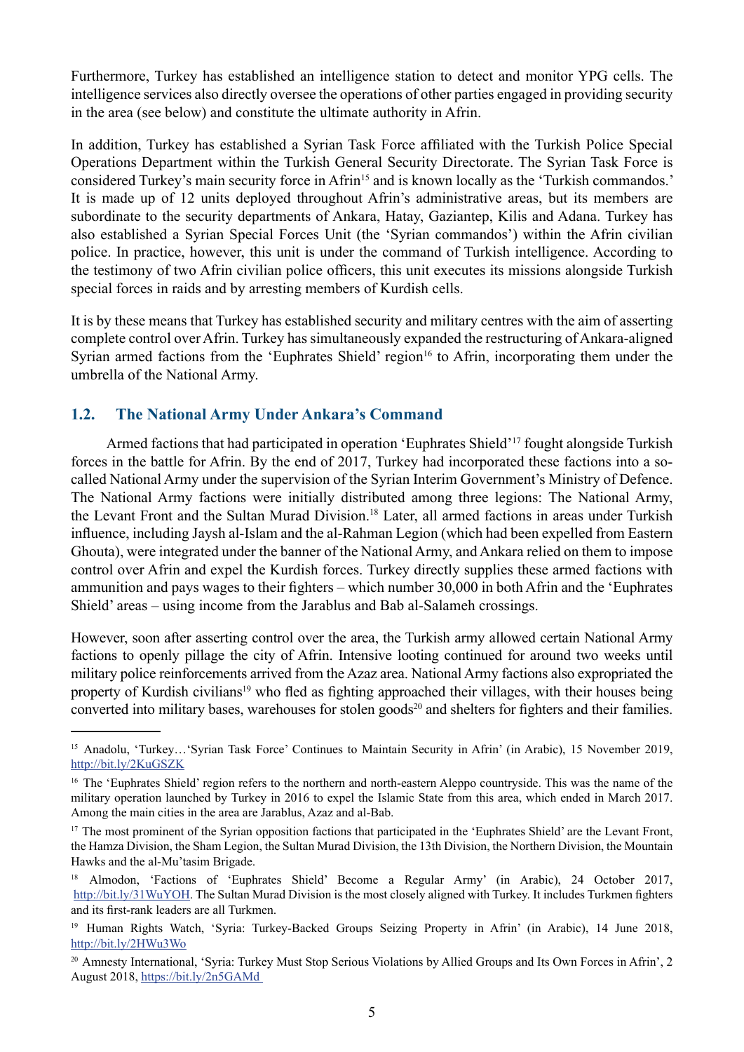Furthermore, Turkey has established an intelligence station to detect and monitor YPG cells. The intelligence services also directly oversee the operations of other parties engaged in providing security in the area (see below) and constitute the ultimate authority in Afrin.

In addition, Turkey has established a Syrian Task Force affiliated with the Turkish Police Special Operations Department within the Turkish General Security Directorate. The Syrian Task Force is considered Turkey's main security force in Afrin[15] and is known locally as the 'Turkish commandos.' It is made up of 12 units deployed throughout Afrin's administrative areas, but its members are subordinate to the security departments of Ankara, Hatay, Gaziantep, Kilis and Adana. Turkey has also established a Syrian Special Forces Unit (the 'Syrian commandos') within the Afrin civilian police. In practice, however, this unit is under the command of Turkish intelligence. According to the testimony of two Afrin civilian police officers, this unit executes its missions alongside Turkish special forces in raids and by arresting members of Kurdish cells.

It is by these means that Turkey has established security and military centres with the aim of asserting complete control over Afrin. Turkey has simultaneously expanded the restructuring of Ankara-aligned Syrian armed factions from the 'Euphrates Shield' region[16] to Afrin, incorporating them under the umbrella of the National Army.

## 1.2. The National Army Under Ankara's Command

Armed factions that had participated in operation 'Euphrates Shield'[17] fought alongside Turkish forces in the battle for Afrin. By the end of 2017, Turkey had incorporated these factions into a so-called National Army under the supervision of the Syrian Interim Government's Ministry of Defence. The National Army factions were initially distributed among three legions: The National Army, the Levant Front and the Sultan Murad Division.[18] Later, all armed factions in areas under Turkish influence, including Jaysh al-Islam and the al-Rahman Legion (which had been expelled from Eastern Ghouta), were integrated under the banner of the National Army, and Ankara relied on them to impose control over Afrin and expel the Kurdish forces. Turkey directly supplies these armed factions with ammunition and pays wages to their fighters – which number 30,000 in both Afrin and the 'Euphrates Shield' areas – using income from the Jarablus and Bab al-Salameh crossings.

However, soon after asserting control over the area, the Turkish army allowed certain National Army factions to openly pillage the city of Afrin. Intensive looting continued for around two weeks until military police reinforcements arrived from the Azaz area. National Army factions also expropriated the property of Kurdish civilians[19] who fled as fighting approached their villages, with their houses being converted into military bases, warehouses for stolen goods[20] and shelters for fighters and their families.

---

[15] Anadolu, 'Turkey…'Syrian Task Force' Continues to Maintain Security in Afrin' (in Arabic), 15 November 2019, http://bit.ly/2KuGSZK

[16] The 'Euphrates Shield' region refers to the northern and north-eastern Aleppo countryside. This was the name of the military operation launched by Turkey in 2016 to expel the Islamic State from this area, which ended in March 2017. Among the main cities in the area are Jarablus, Azaz and al-Bab.

[17] The most prominent of the Syrian opposition factions that participated in the 'Euphrates Shield' are the Levant Front, the Hamza Division, the Sham Legion, the Sultan Murad Division, the 13th Division, the Northern Division, the Mountain Hawks and the al-Mu'tasim Brigade.

[18] Almodon, 'Factions of 'Euphrates Shield' Become a Regular Army' (in Arabic), 24 October 2017, http://bit.ly/31WuYOH. The Sultan Murad Division is the most closely aligned with Turkey. It includes Turkmen fighters and its first-rank leaders are all Turkmen.

[19] Human Rights Watch, 'Syria: Turkey-Backed Groups Seizing Property in Afrin' (in Arabic), 14 June 2018, http://bit.ly/2HWu3Wo

[20] Amnesty International, 'Syria: Turkey Must Stop Serious Violations by Allied Groups and Its Own Forces in Afrin', 2 August 2018, https://bit.ly/2n5GAMd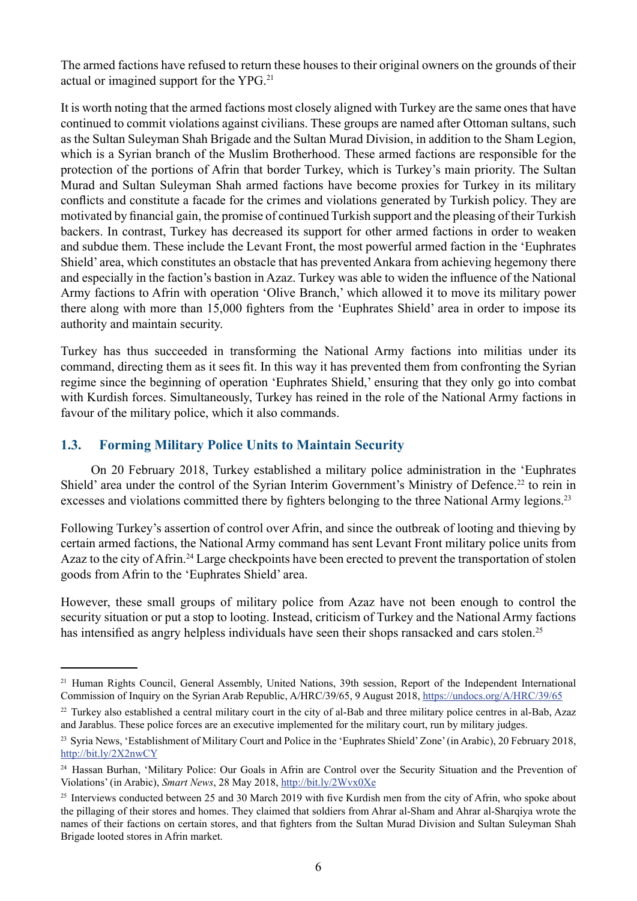The armed factions have refused to return these houses to their original owners on the grounds of their actual or imagined support for the YPG.[21]

It is worth noting that the armed factions most closely aligned with Turkey are the same ones that have continued to commit violations against civilians. These groups are named after Ottoman sultans, such as the Sultan Suleyman Shah Brigade and the Sultan Murad Division, in addition to the Sham Legion, which is a Syrian branch of the Muslim Brotherhood. These armed factions are responsible for the protection of the portions of Afrin that border Turkey, which is Turkey's main priority. The Sultan Murad and Sultan Suleyman Shah armed factions have become proxies for Turkey in its military conflicts and constitute a facade for the crimes and violations generated by Turkish policy. They are motivated by financial gain, the promise of continued Turkish support and the pleasing of their Turkish backers. In contrast, Turkey has decreased its support for other armed factions in order to weaken and subdue them. These include the Levant Front, the most powerful armed faction in the 'Euphrates Shield' area, which constitutes an obstacle that has prevented Ankara from achieving hegemony there and especially in the faction's bastion in Azaz. Turkey was able to widen the influence of the National Army factions to Afrin with operation 'Olive Branch,' which allowed it to move its military power there along with more than 15,000 fighters from the 'Euphrates Shield' area in order to impose its authority and maintain security.

Turkey has thus succeeded in transforming the National Army factions into militias under its command, directing them as it sees fit. In this way it has prevented them from confronting the Syrian regime since the beginning of operation 'Euphrates Shield,' ensuring that they only go into combat with Kurdish forces. Simultaneously, Turkey has reined in the role of the National Army factions in favour of the military police, which it also commands.

## 1.3. Forming Military Police Units to Maintain Security

On 20 February 2018, Turkey established a military police administration in the 'Euphrates Shield' area under the control of the Syrian Interim Government's Ministry of Defence.[22] to rein in excesses and violations committed there by fighters belonging to the three National Army legions.[23]

Following Turkey's assertion of control over Afrin, and since the outbreak of looting and thieving by certain armed factions, the National Army command has sent Levant Front military police units from Azaz to the city of Afrin.[24] Large checkpoints have been erected to prevent the transportation of stolen goods from Afrin to the 'Euphrates Shield' area.

However, these small groups of military police from Azaz have not been enough to control the security situation or put a stop to looting. Instead, criticism of Turkey and the National Army factions has intensified as angry helpless individuals have seen their shops ransacked and cars stolen.[25]

---

[21] Human Rights Council, General Assembly, United Nations, 39th session, Report of the Independent International Commission of Inquiry on the Syrian Arab Republic, A/HRC/39/65, 9 August 2018, https://undocs.org/A/HRC/39/65

[22] Turkey also established a central military court in the city of al-Bab and three military police centres in al-Bab, Azaz and Jarablus. These police forces are an executive implemented for the military court, run by military judges.

[23] Syria News, 'Establishment of Military Court and Police in the 'Euphrates Shield' Zone' (in Arabic), 20 February 2018, http://bit.ly/2X2nwCY

[24] Hassan Burhan, 'Military Police: Our Goals in Afrin are Control over the Security Situation and the Prevention of Violations' (in Arabic), *Smart News*, 28 May 2018, http://bit.ly/2Wvx0Xe

[25] Interviews conducted between 25 and 30 March 2019 with five Kurdish men from the city of Afrin, who spoke about the pillaging of their stores and homes. They claimed that soldiers from Ahrar al-Sham and Ahrar al-Sharqiya wrote the names of their factions on certain stores, and that fighters from the Sultan Murad Division and Sultan Suleyman Shah Brigade looted stores in Afrin market.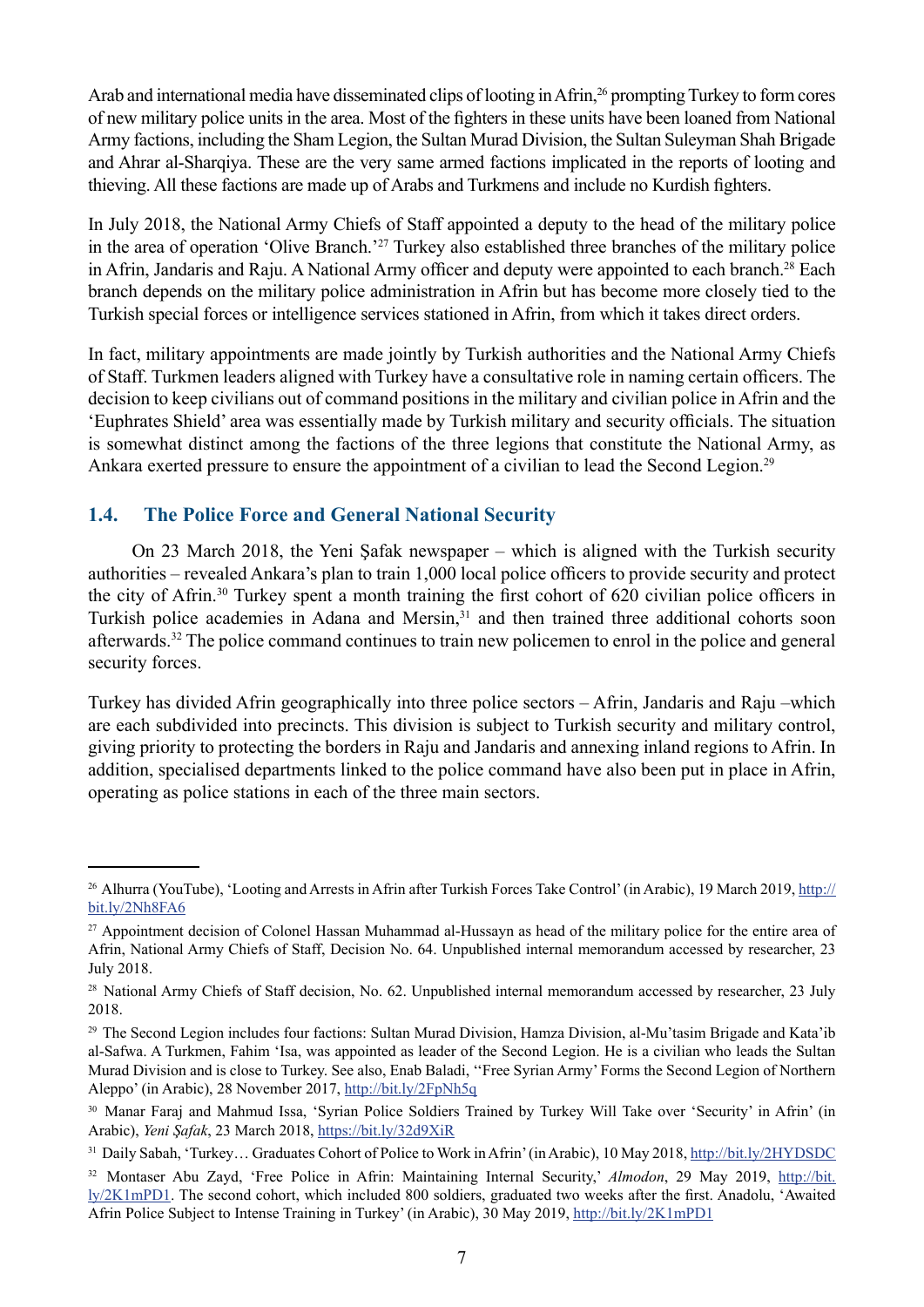Arab and international media have disseminated clips of looting in Afrin,[26] prompting Turkey to form cores of new military police units in the area. Most of the fighters in these units have been loaned from National Army factions, including the Sham Legion, the Sultan Murad Division, the Sultan Suleyman Shah Brigade and Ahrar al-Sharqiya. These are the very same armed factions implicated in the reports of looting and thieving. All these factions are made up of Arabs and Turkmens and include no Kurdish fighters.

In July 2018, the National Army Chiefs of Staff appointed a deputy to the head of the military police in the area of operation 'Olive Branch.'[27] Turkey also established three branches of the military police in Afrin, Jandaris and Raju. A National Army officer and deputy were appointed to each branch.[28] Each branch depends on the military police administration in Afrin but has become more closely tied to the Turkish special forces or intelligence services stationed in Afrin, from which it takes direct orders.

In fact, military appointments are made jointly by Turkish authorities and the National Army Chiefs of Staff. Turkmen leaders aligned with Turkey have a consultative role in naming certain officers. The decision to keep civilians out of command positions in the military and civilian police in Afrin and the 'Euphrates Shield' area was essentially made by Turkish military and security officials. The situation is somewhat distinct among the factions of the three legions that constitute the National Army, as Ankara exerted pressure to ensure the appointment of a civilian to lead the Second Legion.[29]

### 1.4. The Police Force and General National Security

On 23 March 2018, the Yeni Şafak newspaper – which is aligned with the Turkish security authorities – revealed Ankara's plan to train 1,000 local police officers to provide security and protect the city of Afrin.[30] Turkey spent a month training the first cohort of 620 civilian police officers in Turkish police academies in Adana and Mersin,[31] and then trained three additional cohorts soon afterwards.[32] The police command continues to train new policemen to enrol in the police and general security forces.

Turkey has divided Afrin geographically into three police sectors – Afrin, Jandaris and Raju –which are each subdivided into precincts. This division is subject to Turkish security and military control, giving priority to protecting the borders in Raju and Jandaris and annexing inland regions to Afrin. In addition, specialised departments linked to the police command have also been put in place in Afrin, operating as police stations in each of the three main sectors.

---

[26] Alhurra (YouTube), 'Looting and Arrests in Afrin after Turkish Forces Take Control' (in Arabic), 19 March 2019, http://bit.ly/2Nh8FA6

[27] Appointment decision of Colonel Hassan Muhammad al-Hussayn as head of the military police for the entire area of Afrin, National Army Chiefs of Staff, Decision No. 64. Unpublished internal memorandum accessed by researcher, 23 July 2018.

[28] National Army Chiefs of Staff decision, No. 62. Unpublished internal memorandum accessed by researcher, 23 July 2018.

[29] The Second Legion includes four factions: Sultan Murad Division, Hamza Division, al-Mu'tasim Brigade and Kata'ib al-Safwa. A Turkmen, Fahim 'Isa, was appointed as leader of the Second Legion. He is a civilian who leads the Sultan Murad Division and is close to Turkey. See also, Enab Baladi, ''Free Syrian Army' Forms the Second Legion of Northern Aleppo' (in Arabic), 28 November 2017, http://bit.ly/2FpNh5q

[30] Manar Faraj and Mahmud Issa, 'Syrian Police Soldiers Trained by Turkey Will Take over 'Security' in Afrin' (in Arabic), *Yeni Şafak*, 23 March 2018, https://bit.ly/32d9XiR

[31] Daily Sabah, 'Turkey… Graduates Cohort of Police to Work in Afrin' (in Arabic), 10 May 2018, http://bit.ly/2HYDSDC

[32] Montaser Abu Zayd, 'Free Police in Afrin: Maintaining Internal Security,' *Almodon*, 29 May 2019, http://bit.ly/2K1mPD1. The second cohort, which included 800 soldiers, graduated two weeks after the first. Anadolu, 'Awaited Afrin Police Subject to Intense Training in Turkey' (in Arabic), 30 May 2019, http://bit.ly/2K1mPD1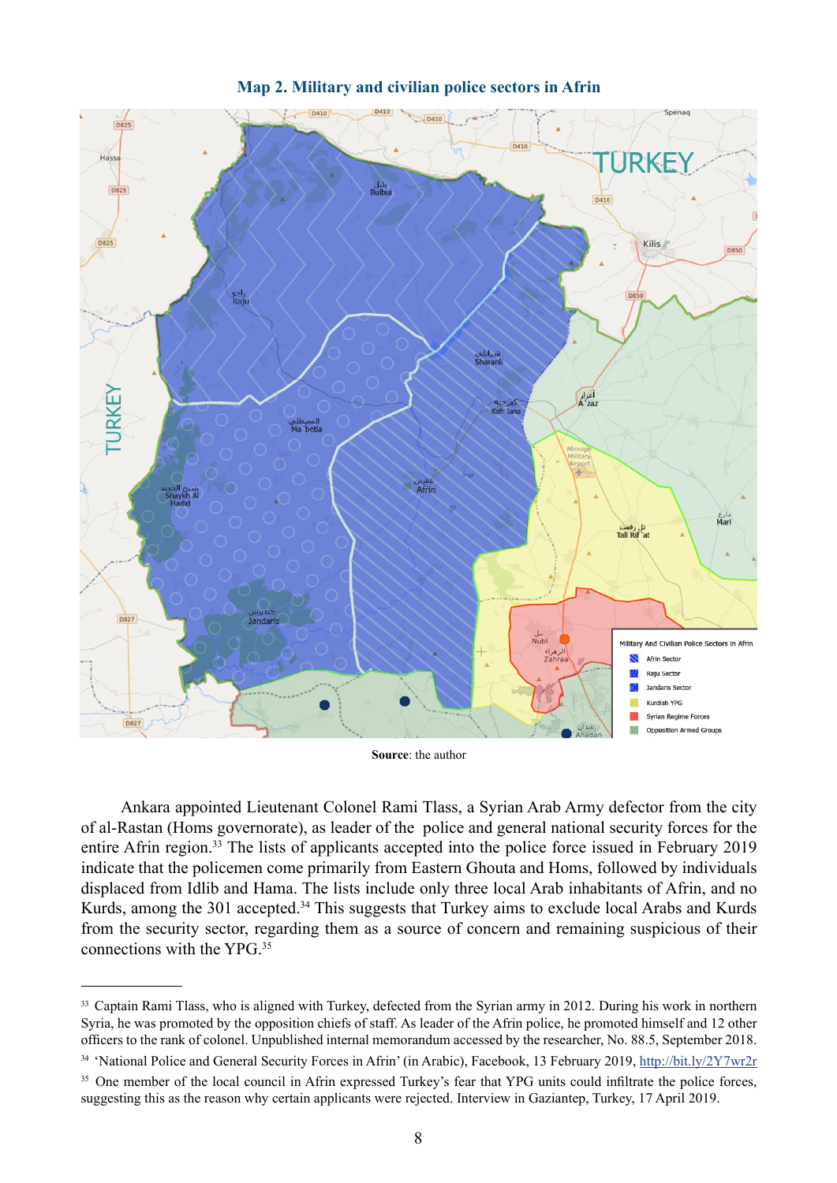**Map 2. Military and civilian police sectors in Afrin**

**Source**: the author

Ankara appointed Lieutenant Colonel Rami Tlass, a Syrian Arab Army defector from the city of al-Rastan (Homs governorate), as leader of the police and general national security forces for the entire Afrin region.[33] The lists of applicants accepted into the police force issued in February 2019 indicate that the policemen come primarily from Eastern Ghouta and Homs, followed by individuals displaced from Idlib and Hama. The lists include only three local Arab inhabitants of Afrin, and no Kurds, among the 301 accepted.[34] This suggests that Turkey aims to exclude local Arabs and Kurds from the security sector, regarding them as a source of concern and remaining suspicious of their connections with the YPG.[35]

---

[33] Captain Rami Tlass, who is aligned with Turkey, defected from the Syrian army in 2012. During his work in northern Syria, he was promoted by the opposition chiefs of staff. As leader of the Afrin police, he promoted himself and 12 other officers to the rank of colonel. Unpublished internal memorandum accessed by the researcher, No. 88.5, September 2018.

[34] 'National Police and General Security Forces in Afrin' (in Arabic), Facebook, 13 February 2019, http://bit.ly/2Y7wr2r

[35] One member of the local council in Afrin expressed Turkey's fear that YPG units could infiltrate the police forces, suggesting this as the reason why certain applicants were rejected. Interview in Gaziantep, Turkey, 17 April 2019.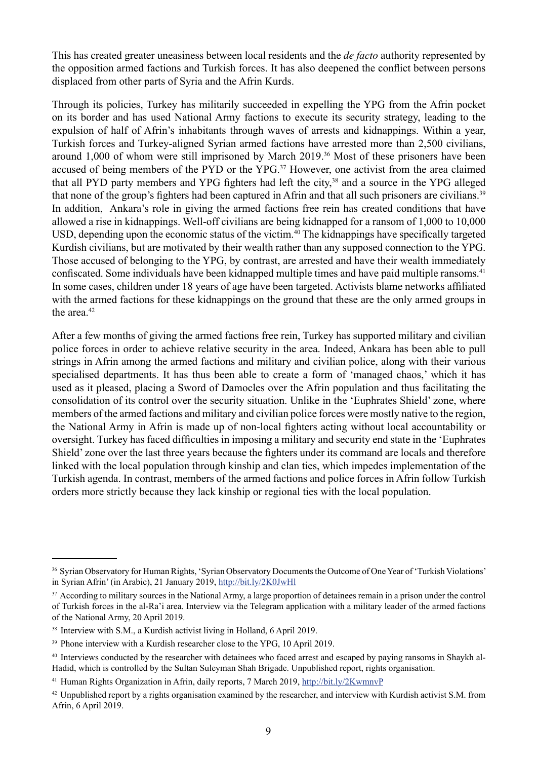This has created greater uneasiness between local residents and the *de facto* authority represented by the opposition armed factions and Turkish forces. It has also deepened the conflict between persons displaced from other parts of Syria and the Afrin Kurds.

Through its policies, Turkey has militarily succeeded in expelling the YPG from the Afrin pocket on its border and has used National Army factions to execute its security strategy, leading to the expulsion of half of Afrin's inhabitants through waves of arrests and kidnappings. Within a year, Turkish forces and Turkey-aligned Syrian armed factions have arrested more than 2,500 civilians, around 1,000 of whom were still imprisoned by March 2019.[36] Most of these prisoners have been accused of being members of the PYD or the YPG.[37] However, one activist from the area claimed that all PYD party members and YPG fighters had left the city,[38] and a source in the YPG alleged that none of the group's fighters had been captured in Afrin and that all such prisoners are civilians.[39] In addition, Ankara's role in giving the armed factions free rein has created conditions that have allowed a rise in kidnappings. Well-off civilians are being kidnapped for a ransom of 1,000 to 10,000 USD, depending upon the economic status of the victim.[40] The kidnappings have specifically targeted Kurdish civilians, but are motivated by their wealth rather than any supposed connection to the YPG. Those accused of belonging to the YPG, by contrast, are arrested and have their wealth immediately confiscated. Some individuals have been kidnapped multiple times and have paid multiple ransoms.[41] In some cases, children under 18 years of age have been targeted. Activists blame networks affiliated with the armed factions for these kidnappings on the ground that these are the only armed groups in the area.[42]

After a few months of giving the armed factions free rein, Turkey has supported military and civilian police forces in order to achieve relative security in the area. Indeed, Ankara has been able to pull strings in Afrin among the armed factions and military and civilian police, along with their various specialised departments. It has thus been able to create a form of 'managed chaos,' which it has used as it pleased, placing a Sword of Damocles over the Afrin population and thus facilitating the consolidation of its control over the security situation. Unlike in the 'Euphrates Shield' zone, where members of the armed factions and military and civilian police forces were mostly native to the region, the National Army in Afrin is made up of non-local fighters acting without local accountability or oversight. Turkey has faced difficulties in imposing a military and security end state in the 'Euphrates Shield' zone over the last three years because the fighters under its command are locals and therefore linked with the local population through kinship and clan ties, which impedes implementation of the Turkish agenda. In contrast, members of the armed factions and police forces in Afrin follow Turkish orders more strictly because they lack kinship or regional ties with the local population.

---

[36] Syrian Observatory for Human Rights, 'Syrian Observatory Documents the Outcome of One Year of 'Turkish Violations' in Syrian Afrin' (in Arabic), 21 January 2019, http://bit.ly/2K0JwHl

[37] According to military sources in the National Army, a large proportion of detainees remain in a prison under the control of Turkish forces in the al-Ra'i area. Interview via the Telegram application with a military leader of the armed factions of the National Army, 20 April 2019.

[38] Interview with S.M., a Kurdish activist living in Holland, 6 April 2019.

[39] Phone interview with a Kurdish researcher close to the YPG, 10 April 2019.

[40] Interviews conducted by the researcher with detainees who faced arrest and escaped by paying ransoms in Shaykh al-Hadid, which is controlled by the Sultan Suleyman Shah Brigade. Unpublished report, rights organisation.

[41] Human Rights Organization in Afrin, daily reports, 7 March 2019, http://bit.ly/2KwmnvP

[42] Unpublished report by a rights organisation examined by the researcher, and interview with Kurdish activist S.M. from Afrin, 6 April 2019.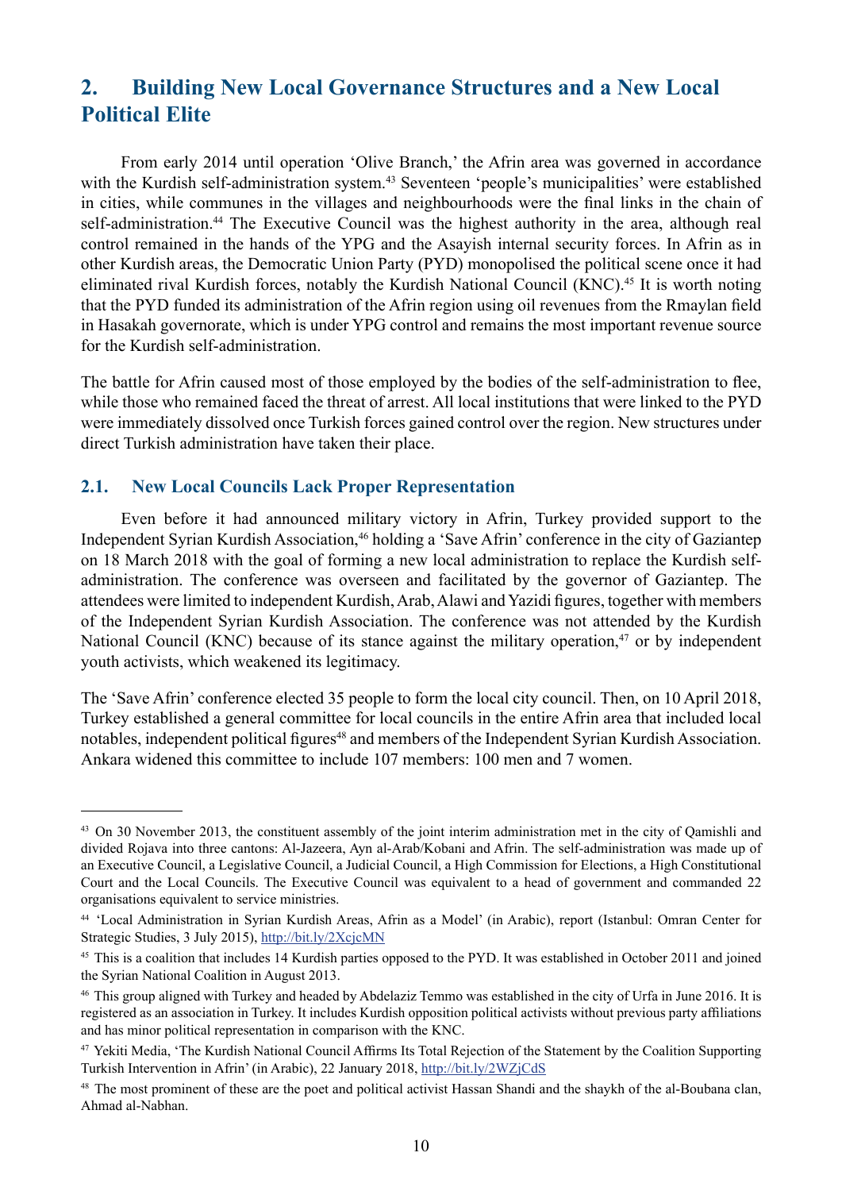## 2. Building New Local Governance Structures and a New Local Political Elite

From early 2014 until operation 'Olive Branch,' the Afrin area was governed in accordance with the Kurdish self-administration system.[43] Seventeen 'people's municipalities' were established in cities, while communes in the villages and neighbourhoods were the final links in the chain of self-administration.[44] The Executive Council was the highest authority in the area, although real control remained in the hands of the YPG and the Asayish internal security forces. In Afrin as in other Kurdish areas, the Democratic Union Party (PYD) monopolised the political scene once it had eliminated rival Kurdish forces, notably the Kurdish National Council (KNC).[45] It is worth noting that the PYD funded its administration of the Afrin region using oil revenues from the Rmaylan field in Hasakah governorate, which is under YPG control and remains the most important revenue source for the Kurdish self-administration.

The battle for Afrin caused most of those employed by the bodies of the self-administration to flee, while those who remained faced the threat of arrest. All local institutions that were linked to the PYD were immediately dissolved once Turkish forces gained control over the region. New structures under direct Turkish administration have taken their place.

### 2.1. New Local Councils Lack Proper Representation

Even before it had announced military victory in Afrin, Turkey provided support to the Independent Syrian Kurdish Association,[46] holding a 'Save Afrin' conference in the city of Gaziantep on 18 March 2018 with the goal of forming a new local administration to replace the Kurdish self-administration. The conference was overseen and facilitated by the governor of Gaziantep. The attendees were limited to independent Kurdish, Arab, Alawi and Yazidi figures, together with members of the Independent Syrian Kurdish Association. The conference was not attended by the Kurdish National Council (KNC) because of its stance against the military operation,[47] or by independent youth activists, which weakened its legitimacy.

The 'Save Afrin' conference elected 35 people to form the local city council. Then, on 10 April 2018, Turkey established a general committee for local councils in the entire Afrin area that included local notables, independent political figures[48] and members of the Independent Syrian Kurdish Association. Ankara widened this committee to include 107 members: 100 men and 7 women.

---

[43] On 30 November 2013, the constituent assembly of the joint interim administration met in the city of Qamishli and divided Rojava into three cantons: Al-Jazeera, Ayn al-Arab/Kobani and Afrin. The self-administration was made up of an Executive Council, a Legislative Council, a Judicial Council, a High Commission for Elections, a High Constitutional Court and the Local Councils. The Executive Council was equivalent to a head of government and commanded 22 organisations equivalent to service ministries.

[44] 'Local Administration in Syrian Kurdish Areas, Afrin as a Model' (in Arabic), report (Istanbul: Omran Center for Strategic Studies, 3 July 2015), http://bit.ly/2XcjcMN

[45] This is a coalition that includes 14 Kurdish parties opposed to the PYD. It was established in October 2011 and joined the Syrian National Coalition in August 2013.

[46] This group aligned with Turkey and headed by Abdelaziz Temmo was established in the city of Urfa in June 2016. It is registered as an association in Turkey. It includes Kurdish opposition political activists without previous party affiliations and has minor political representation in comparison with the KNC.

[47] Yekiti Media, 'The Kurdish National Council Affirms Its Total Rejection of the Statement by the Coalition Supporting Turkish Intervention in Afrin' (in Arabic), 22 January 2018, http://bit.ly/2WZjCdS

[48] The most prominent of these are the poet and political activist Hassan Shandi and the shaykh of the al-Boubana clan, Ahmad al-Nabhan.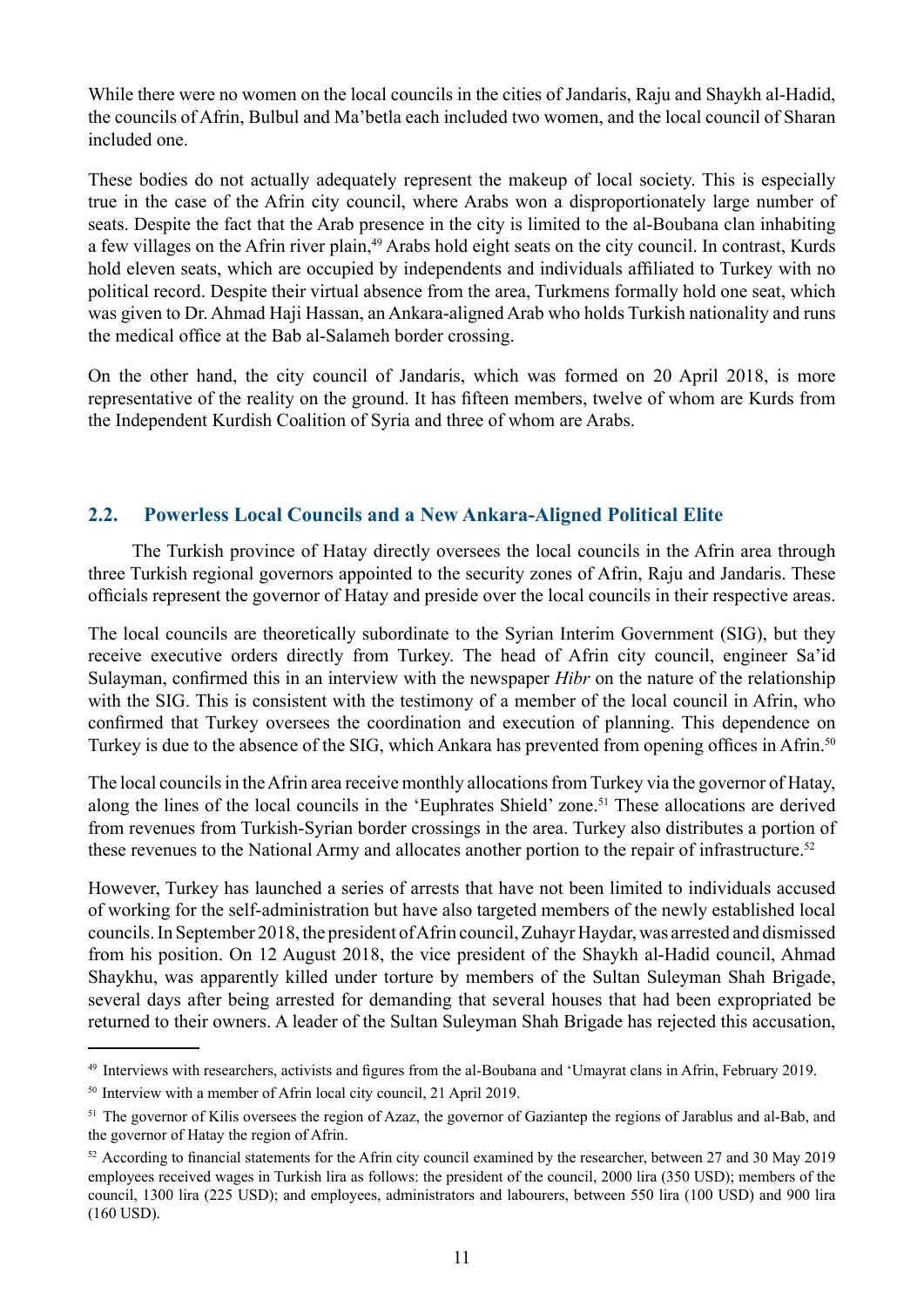While there were no women on the local councils in the cities of Jandaris, Raju and Shaykh al-Hadid, the councils of Afrin, Bulbul and Ma'betla each included two women, and the local council of Sharan included one.

These bodies do not actually adequately represent the makeup of local society. This is especially true in the case of the Afrin city council, where Arabs won a disproportionately large number of seats. Despite the fact that the Arab presence in the city is limited to the al-Boubana clan inhabiting a few villages on the Afrin river plain,[49] Arabs hold eight seats on the city council. In contrast, Kurds hold eleven seats, which are occupied by independents and individuals affiliated to Turkey with no political record. Despite their virtual absence from the area, Turkmens formally hold one seat, which was given to Dr. Ahmad Haji Hassan, an Ankara-aligned Arab who holds Turkish nationality and runs the medical office at the Bab al-Salameh border crossing.

On the other hand, the city council of Jandaris, which was formed on 20 April 2018, is more representative of the reality on the ground. It has fifteen members, twelve of whom are Kurds from the Independent Kurdish Coalition of Syria and three of whom are Arabs.

## 2.2. Powerless Local Councils and a New Ankara-Aligned Political Elite

The Turkish province of Hatay directly oversees the local councils in the Afrin area through three Turkish regional governors appointed to the security zones of Afrin, Raju and Jandaris. These officials represent the governor of Hatay and preside over the local councils in their respective areas.

The local councils are theoretically subordinate to the Syrian Interim Government (SIG), but they receive executive orders directly from Turkey. The head of Afrin city council, engineer Sa'id Sulayman, confirmed this in an interview with the newspaper *Hibr* on the nature of the relationship with the SIG. This is consistent with the testimony of a member of the local council in Afrin, who confirmed that Turkey oversees the coordination and execution of planning. This dependence on Turkey is due to the absence of the SIG, which Ankara has prevented from opening offices in Afrin.[50]

The local councils in the Afrin area receive monthly allocations from Turkey via the governor of Hatay, along the lines of the local councils in the 'Euphrates Shield' zone.[51] These allocations are derived from revenues from Turkish-Syrian border crossings in the area. Turkey also distributes a portion of these revenues to the National Army and allocates another portion to the repair of infrastructure.[52]

However, Turkey has launched a series of arrests that have not been limited to individuals accused of working for the self-administration but have also targeted members of the newly established local councils. In September 2018, the president of Afrin council, Zuhayr Haydar, was arrested and dismissed from his position. On 12 August 2018, the vice president of the Shaykh al-Hadid council, Ahmad Shaykhu, was apparently killed under torture by members of the Sultan Suleyman Shah Brigade, several days after being arrested for demanding that several houses that had been expropriated be returned to their owners. A leader of the Sultan Suleyman Shah Brigade has rejected this accusation,

---

[49] Interviews with researchers, activists and figures from the al-Boubana and 'Umayrat clans in Afrin, February 2019.

[50] Interview with a member of Afrin local city council, 21 April 2019.

[51] The governor of Kilis oversees the region of Azaz, the governor of Gaziantep the regions of Jarablus and al-Bab, and the governor of Hatay the region of Afrin.

[52] According to financial statements for the Afrin city council examined by the researcher, between 27 and 30 May 2019 employees received wages in Turkish lira as follows: the president of the council, 2000 lira (350 USD); members of the council, 1300 lira (225 USD); and employees, administrators and labourers, between 550 lira (100 USD) and 900 lira (160 USD).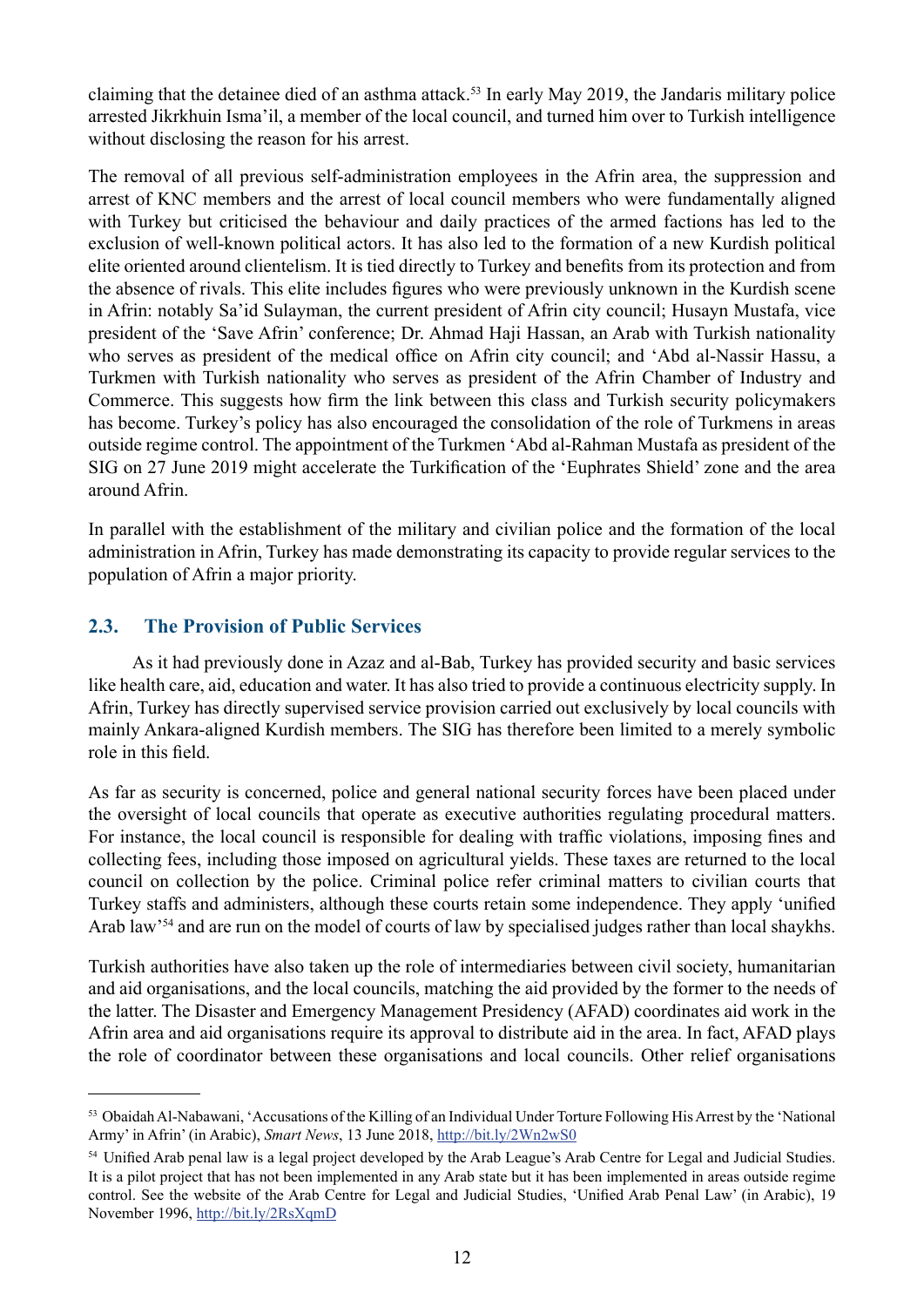claiming that the detainee died of an asthma attack.[53] In early May 2019, the Jandaris military police arrested Jikrkhuin Isma'il, a member of the local council, and turned him over to Turkish intelligence without disclosing the reason for his arrest.

The removal of all previous self-administration employees in the Afrin area, the suppression and arrest of KNC members and the arrest of local council members who were fundamentally aligned with Turkey but criticised the behaviour and daily practices of the armed factions has led to the exclusion of well-known political actors. It has also led to the formation of a new Kurdish political elite oriented around clientelism. It is tied directly to Turkey and benefits from its protection and from the absence of rivals. This elite includes figures who were previously unknown in the Kurdish scene in Afrin: notably Sa'id Sulayman, the current president of Afrin city council; Husayn Mustafa, vice president of the 'Save Afrin' conference; Dr. Ahmad Haji Hassan, an Arab with Turkish nationality who serves as president of the medical office on Afrin city council; and 'Abd al-Nassir Hassu, a Turkmen with Turkish nationality who serves as president of the Afrin Chamber of Industry and Commerce. This suggests how firm the link between this class and Turkish security policymakers has become. Turkey's policy has also encouraged the consolidation of the role of Turkmens in areas outside regime control. The appointment of the Turkmen 'Abd al-Rahman Mustafa as president of the SIG on 27 June 2019 might accelerate the Turkification of the 'Euphrates Shield' zone and the area around Afrin.

In parallel with the establishment of the military and civilian police and the formation of the local administration in Afrin, Turkey has made demonstrating its capacity to provide regular services to the population of Afrin a major priority.

## 2.3. The Provision of Public Services

As it had previously done in Azaz and al-Bab, Turkey has provided security and basic services like health care, aid, education and water. It has also tried to provide a continuous electricity supply. In Afrin, Turkey has directly supervised service provision carried out exclusively by local councils with mainly Ankara-aligned Kurdish members. The SIG has therefore been limited to a merely symbolic role in this field.

As far as security is concerned, police and general national security forces have been placed under the oversight of local councils that operate as executive authorities regulating procedural matters. For instance, the local council is responsible for dealing with traffic violations, imposing fines and collecting fees, including those imposed on agricultural yields. These taxes are returned to the local council on collection by the police. Criminal police refer criminal matters to civilian courts that Turkey staffs and administers, although these courts retain some independence. They apply 'unified Arab law'[54] and are run on the model of courts of law by specialised judges rather than local shaykhs.

Turkish authorities have also taken up the role of intermediaries between civil society, humanitarian and aid organisations, and the local councils, matching the aid provided by the former to the needs of the latter. The Disaster and Emergency Management Presidency (AFAD) coordinates aid work in the Afrin area and aid organisations require its approval to distribute aid in the area. In fact, AFAD plays the role of coordinator between these organisations and local councils. Other relief organisations

---

[53] Obaidah Al-Nabawani, 'Accusations of the Killing of an Individual Under Torture Following His Arrest by the 'National Army' in Afrin' (in Arabic), *Smart News*, 13 June 2018, http://bit.ly/2Wn2wS0

[54] Unified Arab penal law is a legal project developed by the Arab League's Arab Centre for Legal and Judicial Studies. It is a pilot project that has not been implemented in any Arab state but it has been implemented in areas outside regime control. See the website of the Arab Centre for Legal and Judicial Studies, 'Unified Arab Penal Law' (in Arabic), 19 November 1996, http://bit.ly/2RsXqmD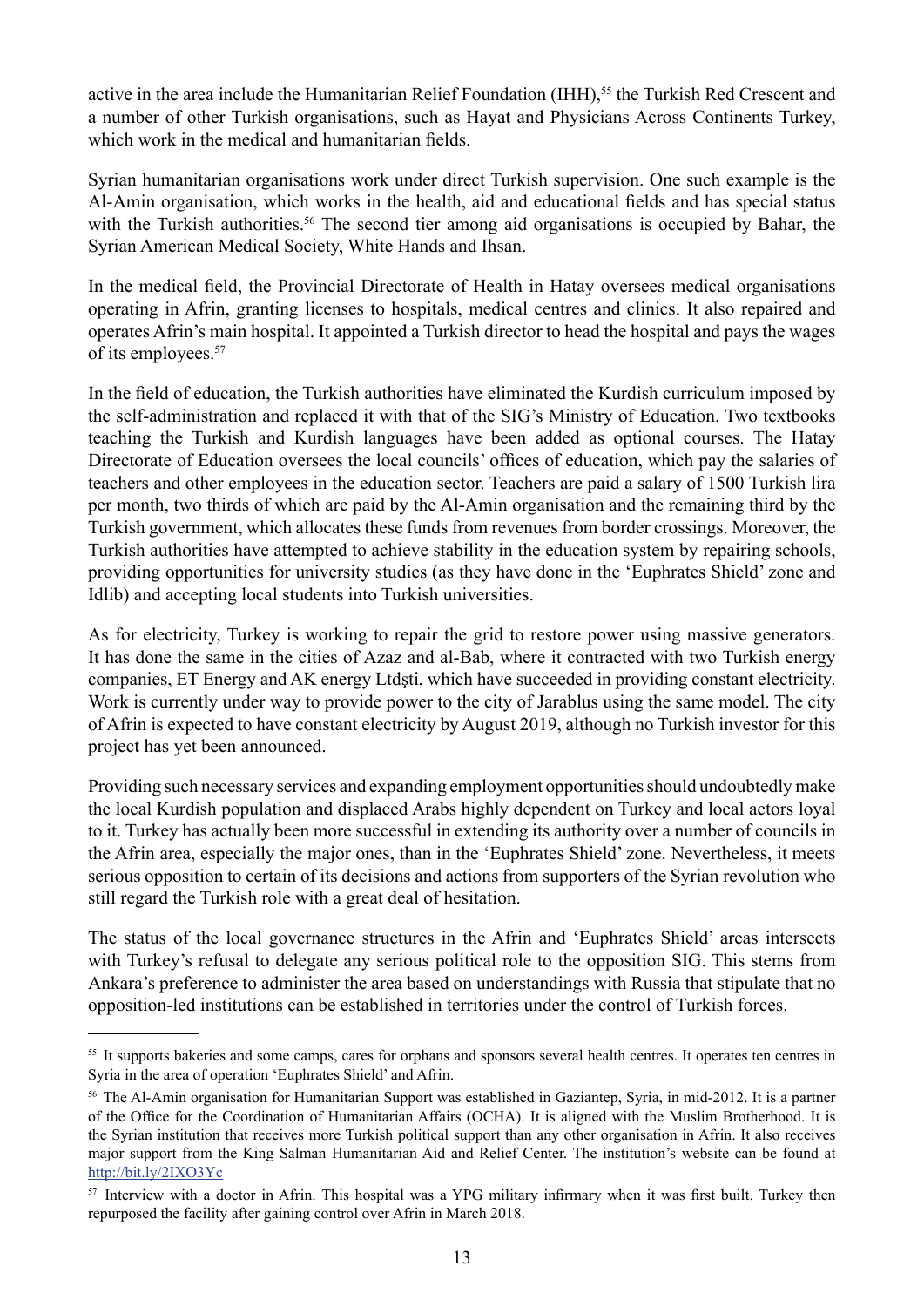active in the area include the Humanitarian Relief Foundation (IHH),[55] the Turkish Red Crescent and a number of other Turkish organisations, such as Hayat and Physicians Across Continents Turkey, which work in the medical and humanitarian fields.

Syrian humanitarian organisations work under direct Turkish supervision. One such example is the Al-Amin organisation, which works in the health, aid and educational fields and has special status with the Turkish authorities.[56] The second tier among aid organisations is occupied by Bahar, the Syrian American Medical Society, White Hands and Ihsan.

In the medical field, the Provincial Directorate of Health in Hatay oversees medical organisations operating in Afrin, granting licenses to hospitals, medical centres and clinics. It also repaired and operates Afrin's main hospital. It appointed a Turkish director to head the hospital and pays the wages of its employees.[57]

In the field of education, the Turkish authorities have eliminated the Kurdish curriculum imposed by the self-administration and replaced it with that of the SIG's Ministry of Education. Two textbooks teaching the Turkish and Kurdish languages have been added as optional courses. The Hatay Directorate of Education oversees the local councils' offices of education, which pay the salaries of teachers and other employees in the education sector. Teachers are paid a salary of 1500 Turkish lira per month, two thirds of which are paid by the Al-Amin organisation and the remaining third by the Turkish government, which allocates these funds from revenues from border crossings. Moreover, the Turkish authorities have attempted to achieve stability in the education system by repairing schools, providing opportunities for university studies (as they have done in the 'Euphrates Shield' zone and Idlib) and accepting local students into Turkish universities.

As for electricity, Turkey is working to repair the grid to restore power using massive generators. It has done the same in the cities of Azaz and al-Bab, where it contracted with two Turkish energy companies, ET Energy and AK energy Ltdşti, which have succeeded in providing constant electricity. Work is currently under way to provide power to the city of Jarablus using the same model. The city of Afrin is expected to have constant electricity by August 2019, although no Turkish investor for this project has yet been announced.

Providing such necessary services and expanding employment opportunities should undoubtedly make the local Kurdish population and displaced Arabs highly dependent on Turkey and local actors loyal to it. Turkey has actually been more successful in extending its authority over a number of councils in the Afrin area, especially the major ones, than in the 'Euphrates Shield' zone. Nevertheless, it meets serious opposition to certain of its decisions and actions from supporters of the Syrian revolution who still regard the Turkish role with a great deal of hesitation.

The status of the local governance structures in the Afrin and 'Euphrates Shield' areas intersects with Turkey's refusal to delegate any serious political role to the opposition SIG. This stems from Ankara's preference to administer the area based on understandings with Russia that stipulate that no opposition-led institutions can be established in territories under the control of Turkish forces.

---

[55] It supports bakeries and some camps, cares for orphans and sponsors several health centres. It operates ten centres in Syria in the area of operation 'Euphrates Shield' and Afrin.

[56] The Al-Amin organisation for Humanitarian Support was established in Gaziantep, Syria, in mid-2012. It is a partner of the Office for the Coordination of Humanitarian Affairs (OCHA). It is aligned with the Muslim Brotherhood. It is the Syrian institution that receives more Turkish political support than any other organisation in Afrin. It also receives major support from the King Salman Humanitarian Aid and Relief Center. The institution's website can be found at http://bit.ly/2IXO3Yc

[57] Interview with a doctor in Afrin. This hospital was a YPG military infirmary when it was first built. Turkey then repurposed the facility after gaining control over Afrin in March 2018.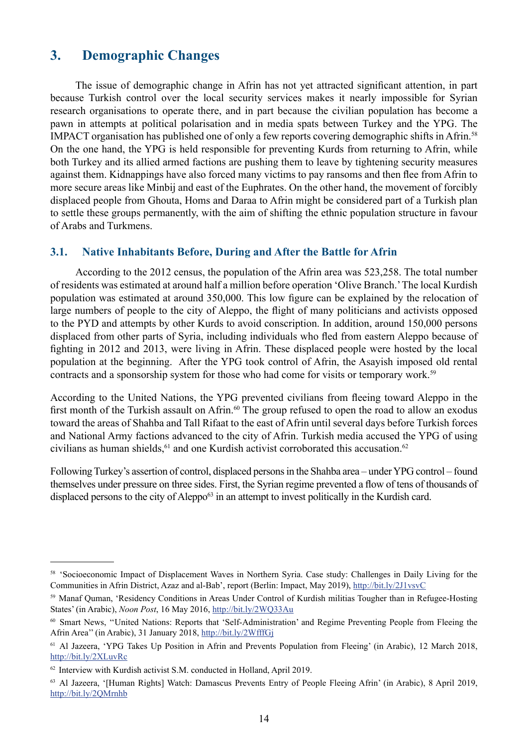# 3. Demographic Changes

The issue of demographic change in Afrin has not yet attracted significant attention, in part because Turkish control over the local security services makes it nearly impossible for Syrian research organisations to operate there, and in part because the civilian population has become a pawn in attempts at political polarisation and in media spats between Turkey and the YPG. The IMPACT organisation has published one of only a few reports covering demographic shifts in Afrin.[58] On the one hand, the YPG is held responsible for preventing Kurds from returning to Afrin, while both Turkey and its allied armed factions are pushing them to leave by tightening security measures against them. Kidnappings have also forced many victims to pay ransoms and then flee from Afrin to more secure areas like Minbij and east of the Euphrates. On the other hand, the movement of forcibly displaced people from Ghouta, Homs and Daraa to Afrin might be considered part of a Turkish plan to settle these groups permanently, with the aim of shifting the ethnic population structure in favour of Arabs and Turkmens.

## 3.1. Native Inhabitants Before, During and After the Battle for Afrin

According to the 2012 census, the population of the Afrin area was 523,258. The total number of residents was estimated at around half a million before operation 'Olive Branch.' The local Kurdish population was estimated at around 350,000. This low figure can be explained by the relocation of large numbers of people to the city of Aleppo, the flight of many politicians and activists opposed to the PYD and attempts by other Kurds to avoid conscription. In addition, around 150,000 persons displaced from other parts of Syria, including individuals who fled from eastern Aleppo because of fighting in 2012 and 2013, were living in Afrin. These displaced people were hosted by the local population at the beginning. After the YPG took control of Afrin, the Asayish imposed old rental contracts and a sponsorship system for those who had come for visits or temporary work.[59]

According to the United Nations, the YPG prevented civilians from fleeing toward Aleppo in the first month of the Turkish assault on Afrin.[60] The group refused to open the road to allow an exodus toward the areas of Shahba and Tall Rifaat to the east of Afrin until several days before Turkish forces and National Army factions advanced to the city of Afrin. Turkish media accused the YPG of using civilians as human shields,[61] and one Kurdish activist corroborated this accusation.[62]

Following Turkey's assertion of control, displaced persons in the Shahba area – under YPG control – found themselves under pressure on three sides. First, the Syrian regime prevented a flow of tens of thousands of displaced persons to the city of Aleppo[63] in an attempt to invest politically in the Kurdish card.

---

[58] 'Socioeconomic Impact of Displacement Waves in Northern Syria. Case study: Challenges in Daily Living for the Communities in Afrin District, Azaz and al-Bab', report (Berlin: Impact, May 2019), http://bit.ly/2J1vsvC

[59] Manaf Quman, 'Residency Conditions in Areas Under Control of Kurdish militias Tougher than in Refugee-Hosting States' (in Arabic), *Noon Post*, 16 May 2016, http://bit.ly/2WQ33Au

[60] Smart News, ''United Nations: Reports that 'Self-Administration' and Regime Preventing People from Fleeing the Afrin Area'' (in Arabic), 31 January 2018, http://bit.ly/2WfffGj

[61] Al Jazeera, 'YPG Takes Up Position in Afrin and Prevents Population from Fleeing' (in Arabic), 12 March 2018, http://bit.ly/2XLuvRc

[62] Interview with Kurdish activist S.M. conducted in Holland, April 2019.

[63] Al Jazeera, '[Human Rights] Watch: Damascus Prevents Entry of People Fleeing Afrin' (in Arabic), 8 April 2019, http://bit.ly/2QMrnhb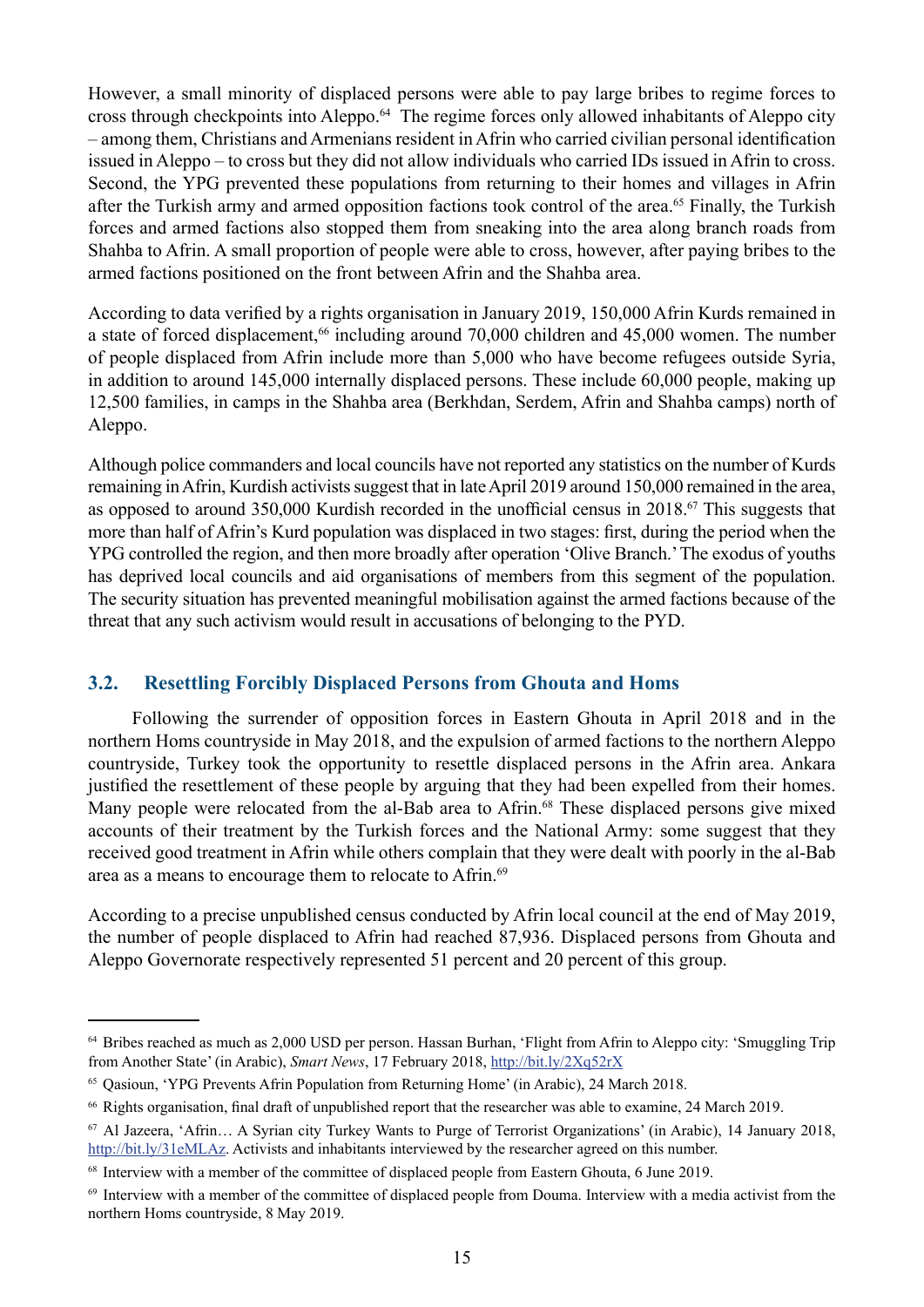However, a small minority of displaced persons were able to pay large bribes to regime forces to cross through checkpoints into Aleppo.[64] The regime forces only allowed inhabitants of Aleppo city – among them, Christians and Armenians resident in Afrin who carried civilian personal identification issued in Aleppo – to cross but they did not allow individuals who carried IDs issued in Afrin to cross. Second, the YPG prevented these populations from returning to their homes and villages in Afrin after the Turkish army and armed opposition factions took control of the area.[65] Finally, the Turkish forces and armed factions also stopped them from sneaking into the area along branch roads from Shahba to Afrin. A small proportion of people were able to cross, however, after paying bribes to the armed factions positioned on the front between Afrin and the Shahba area.

According to data verified by a rights organisation in January 2019, 150,000 Afrin Kurds remained in a state of forced displacement,[66] including around 70,000 children and 45,000 women. The number of people displaced from Afrin include more than 5,000 who have become refugees outside Syria, in addition to around 145,000 internally displaced persons. These include 60,000 people, making up 12,500 families, in camps in the Shahba area (Berkhdan, Serdem, Afrin and Shahba camps) north of Aleppo.

Although police commanders and local councils have not reported any statistics on the number of Kurds remaining in Afrin, Kurdish activists suggest that in late April 2019 around 150,000 remained in the area, as opposed to around 350,000 Kurdish recorded in the unofficial census in 2018.[67] This suggests that more than half of Afrin's Kurd population was displaced in two stages: first, during the period when the YPG controlled the region, and then more broadly after operation 'Olive Branch.' The exodus of youths has deprived local councils and aid organisations of members from this segment of the population. The security situation has prevented meaningful mobilisation against the armed factions because of the threat that any such activism would result in accusations of belonging to the PYD.

## 3.2. Resettling Forcibly Displaced Persons from Ghouta and Homs

Following the surrender of opposition forces in Eastern Ghouta in April 2018 and in the northern Homs countryside in May 2018, and the expulsion of armed factions to the northern Aleppo countryside, Turkey took the opportunity to resettle displaced persons in the Afrin area. Ankara justified the resettlement of these people by arguing that they had been expelled from their homes. Many people were relocated from the al-Bab area to Afrin.[68] These displaced persons give mixed accounts of their treatment by the Turkish forces and the National Army: some suggest that they received good treatment in Afrin while others complain that they were dealt with poorly in the al-Bab area as a means to encourage them to relocate to Afrin.[69]

According to a precise unpublished census conducted by Afrin local council at the end of May 2019, the number of people displaced to Afrin had reached 87,936. Displaced persons from Ghouta and Aleppo Governorate respectively represented 51 percent and 20 percent of this group.

---

[64] Bribes reached as much as 2,000 USD per person. Hassan Burhan, 'Flight from Afrin to Aleppo city: 'Smuggling Trip from Another State' (in Arabic), *Smart News*, 17 February 2018, http://bit.ly/2Xq52rX

[65] Qasioun, 'YPG Prevents Afrin Population from Returning Home' (in Arabic), 24 March 2018.

[66] Rights organisation, final draft of unpublished report that the researcher was able to examine, 24 March 2019.

[67] Al Jazeera, 'Afrin… A Syrian city Turkey Wants to Purge of Terrorist Organizations' (in Arabic), 14 January 2018, http://bit.ly/31eMLAz. Activists and inhabitants interviewed by the researcher agreed on this number.

[68] Interview with a member of the committee of displaced people from Eastern Ghouta, 6 June 2019.

[69] Interview with a member of the committee of displaced people from Douma. Interview with a media activist from the northern Homs countryside, 8 May 2019.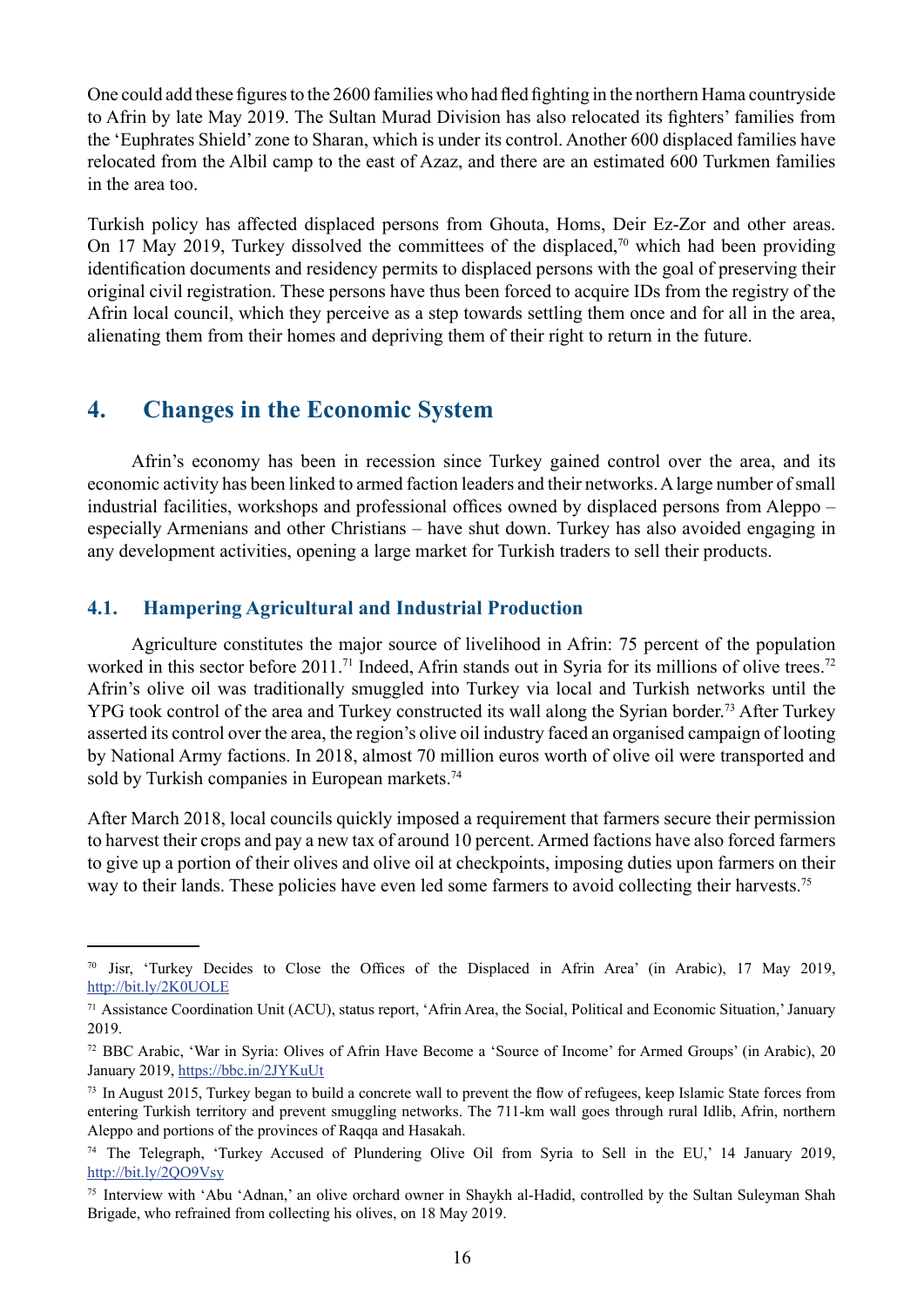One could add these figures to the 2600 families who had fled fighting in the northern Hama countryside to Afrin by late May 2019. The Sultan Murad Division has also relocated its fighters' families from the 'Euphrates Shield' zone to Sharan, which is under its control. Another 600 displaced families have relocated from the Albil camp to the east of Azaz, and there are an estimated 600 Turkmen families in the area too.

Turkish policy has affected displaced persons from Ghouta, Homs, Deir Ez-Zor and other areas. On 17 May 2019, Turkey dissolved the committees of the displaced,[70] which had been providing identification documents and residency permits to displaced persons with the goal of preserving their original civil registration. These persons have thus been forced to acquire IDs from the registry of the Afrin local council, which they perceive as a step towards settling them once and for all in the area, alienating them from their homes and depriving them of their right to return in the future.

## 4. Changes in the Economic System

Afrin's economy has been in recession since Turkey gained control over the area, and its economic activity has been linked to armed faction leaders and their networks. A large number of small industrial facilities, workshops and professional offices owned by displaced persons from Aleppo – especially Armenians and other Christians – have shut down. Turkey has also avoided engaging in any development activities, opening a large market for Turkish traders to sell their products.

### 4.1. Hampering Agricultural and Industrial Production

Agriculture constitutes the major source of livelihood in Afrin: 75 percent of the population worked in this sector before 2011.[71] Indeed, Afrin stands out in Syria for its millions of olive trees.[72] Afrin's olive oil was traditionally smuggled into Turkey via local and Turkish networks until the YPG took control of the area and Turkey constructed its wall along the Syrian border.[73] After Turkey asserted its control over the area, the region's olive oil industry faced an organised campaign of looting by National Army factions. In 2018, almost 70 million euros worth of olive oil were transported and sold by Turkish companies in European markets.[74]

After March 2018, local councils quickly imposed a requirement that farmers secure their permission to harvest their crops and pay a new tax of around 10 percent. Armed factions have also forced farmers to give up a portion of their olives and olive oil at checkpoints, imposing duties upon farmers on their way to their lands. These policies have even led some farmers to avoid collecting their harvests.[75]

---

[70] Jisr, 'Turkey Decides to Close the Offices of the Displaced in Afrin Area' (in Arabic), 17 May 2019, http://bit.ly/2K0UOLE

[71] Assistance Coordination Unit (ACU), status report, 'Afrin Area, the Social, Political and Economic Situation,' January 2019.

[72] BBC Arabic, 'War in Syria: Olives of Afrin Have Become a 'Source of Income' for Armed Groups' (in Arabic), 20 January 2019, https://bbc.in/2JYKuUt

[73] In August 2015, Turkey began to build a concrete wall to prevent the flow of refugees, keep Islamic State forces from entering Turkish territory and prevent smuggling networks. The 711-km wall goes through rural Idlib, Afrin, northern Aleppo and portions of the provinces of Raqqa and Hasakah.

[74] The Telegraph, 'Turkey Accused of Plundering Olive Oil from Syria to Sell in the EU,' 14 January 2019, http://bit.ly/2QO9Vsy

[75] Interview with 'Abu 'Adnan,' an olive orchard owner in Shaykh al-Hadid, controlled by the Sultan Suleyman Shah Brigade, who refrained from collecting his olives, on 18 May 2019.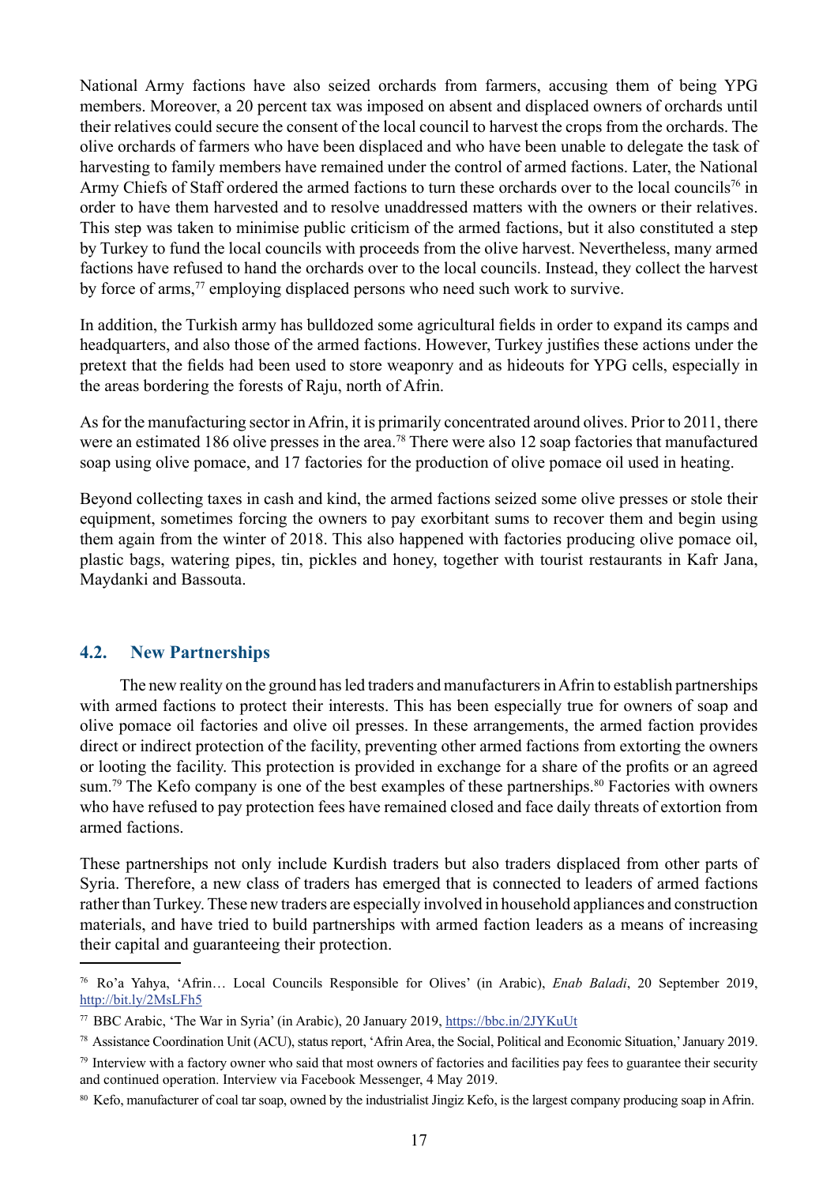National Army factions have also seized orchards from farmers, accusing them of being YPG members. Moreover, a 20 percent tax was imposed on absent and displaced owners of orchards until their relatives could secure the consent of the local council to harvest the crops from the orchards. The olive orchards of farmers who have been displaced and who have been unable to delegate the task of harvesting to family members have remained under the control of armed factions. Later, the National Army Chiefs of Staff ordered the armed factions to turn these orchards over to the local councils[76] in order to have them harvested and to resolve unaddressed matters with the owners or their relatives. This step was taken to minimise public criticism of the armed factions, but it also constituted a step by Turkey to fund the local councils with proceeds from the olive harvest. Nevertheless, many armed factions have refused to hand the orchards over to the local councils. Instead, they collect the harvest by force of arms,[77] employing displaced persons who need such work to survive.

In addition, the Turkish army has bulldozed some agricultural fields in order to expand its camps and headquarters, and also those of the armed factions. However, Turkey justifies these actions under the pretext that the fields had been used to store weaponry and as hideouts for YPG cells, especially in the areas bordering the forests of Raju, north of Afrin.

As for the manufacturing sector in Afrin, it is primarily concentrated around olives. Prior to 2011, there were an estimated 186 olive presses in the area.[78] There were also 12 soap factories that manufactured soap using olive pomace, and 17 factories for the production of olive pomace oil used in heating.

Beyond collecting taxes in cash and kind, the armed factions seized some olive presses or stole their equipment, sometimes forcing the owners to pay exorbitant sums to recover them and begin using them again from the winter of 2018. This also happened with factories producing olive pomace oil, plastic bags, watering pipes, tin, pickles and honey, together with tourist restaurants in Kafr Jana, Maydanki and Bassouta.

## 4.2. New Partnerships

The new reality on the ground has led traders and manufacturers in Afrin to establish partnerships with armed factions to protect their interests. This has been especially true for owners of soap and olive pomace oil factories and olive oil presses. In these arrangements, the armed faction provides direct or indirect protection of the facility, preventing other armed factions from extorting the owners or looting the facility. This protection is provided in exchange for a share of the profits or an agreed sum.[79] The Kefo company is one of the best examples of these partnerships.[80] Factories with owners who have refused to pay protection fees have remained closed and face daily threats of extortion from armed factions.

These partnerships not only include Kurdish traders but also traders displaced from other parts of Syria. Therefore, a new class of traders has emerged that is connected to leaders of armed factions rather than Turkey. These new traders are especially involved in household appliances and construction materials, and have tried to build partnerships with armed faction leaders as a means of increasing their capital and guaranteeing their protection.

---

[76] Ro'a Yahya, 'Afrin… Local Councils Responsible for Olives' (in Arabic), *Enab Baladi*, 20 September 2019, http://bit.ly/2MsLFh5

[77] BBC Arabic, 'The War in Syria' (in Arabic), 20 January 2019, https://bbc.in/2JYKuUt

[78] Assistance Coordination Unit (ACU), status report, 'Afrin Area, the Social, Political and Economic Situation,' January 2019.

[79] Interview with a factory owner who said that most owners of factories and facilities pay fees to guarantee their security and continued operation. Interview via Facebook Messenger, 4 May 2019.

[80] Kefo, manufacturer of coal tar soap, owned by the industrialist Jingiz Kefo, is the largest company producing soap in Afrin.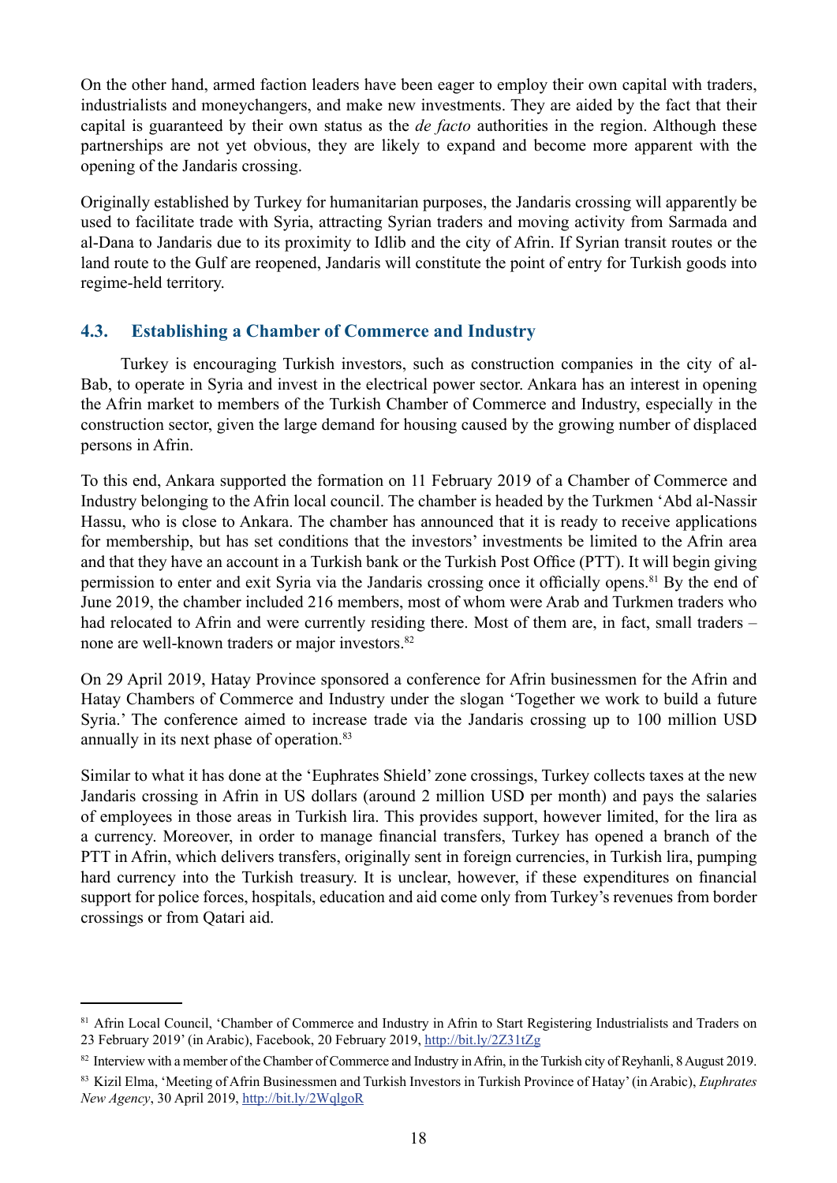On the other hand, armed faction leaders have been eager to employ their own capital with traders, industrialists and moneychangers, and make new investments. They are aided by the fact that their capital is guaranteed by their own status as the *de facto* authorities in the region. Although these partnerships are not yet obvious, they are likely to expand and become more apparent with the opening of the Jandaris crossing.

Originally established by Turkey for humanitarian purposes, the Jandaris crossing will apparently be used to facilitate trade with Syria, attracting Syrian traders and moving activity from Sarmada and al-Dana to Jandaris due to its proximity to Idlib and the city of Afrin. If Syrian transit routes or the land route to the Gulf are reopened, Jandaris will constitute the point of entry for Turkish goods into regime-held territory.

### 4.3. Establishing a Chamber of Commerce and Industry

Turkey is encouraging Turkish investors, such as construction companies in the city of al-Bab, to operate in Syria and invest in the electrical power sector. Ankara has an interest in opening the Afrin market to members of the Turkish Chamber of Commerce and Industry, especially in the construction sector, given the large demand for housing caused by the growing number of displaced persons in Afrin.

To this end, Ankara supported the formation on 11 February 2019 of a Chamber of Commerce and Industry belonging to the Afrin local council. The chamber is headed by the Turkmen 'Abd al-Nassir Hassu, who is close to Ankara. The chamber has announced that it is ready to receive applications for membership, but has set conditions that the investors' investments be limited to the Afrin area and that they have an account in a Turkish bank or the Turkish Post Office (PTT). It will begin giving permission to enter and exit Syria via the Jandaris crossing once it officially opens.[81] By the end of June 2019, the chamber included 216 members, most of whom were Arab and Turkmen traders who had relocated to Afrin and were currently residing there. Most of them are, in fact, small traders – none are well-known traders or major investors.[82]

On 29 April 2019, Hatay Province sponsored a conference for Afrin businessmen for the Afrin and Hatay Chambers of Commerce and Industry under the slogan 'Together we work to build a future Syria.' The conference aimed to increase trade via the Jandaris crossing up to 100 million USD annually in its next phase of operation.[83]

Similar to what it has done at the 'Euphrates Shield' zone crossings, Turkey collects taxes at the new Jandaris crossing in Afrin in US dollars (around 2 million USD per month) and pays the salaries of employees in those areas in Turkish lira. This provides support, however limited, for the lira as a currency. Moreover, in order to manage financial transfers, Turkey has opened a branch of the PTT in Afrin, which delivers transfers, originally sent in foreign currencies, in Turkish lira, pumping hard currency into the Turkish treasury. It is unclear, however, if these expenditures on financial support for police forces, hospitals, education and aid come only from Turkey's revenues from border crossings or from Qatari aid.

---

[81] Afrin Local Council, 'Chamber of Commerce and Industry in Afrin to Start Registering Industrialists and Traders on 23 February 2019' (in Arabic), Facebook, 20 February 2019, http://bit.ly/2Z31tZg

[82] Interview with a member of the Chamber of Commerce and Industry in Afrin, in the Turkish city of Reyhanli, 8 August 2019.

[83] Kizil Elma, 'Meeting of Afrin Businessmen and Turkish Investors in Turkish Province of Hatay' (in Arabic), *Euphrates New Agency*, 30 April 2019, http://bit.ly/2WqlgoR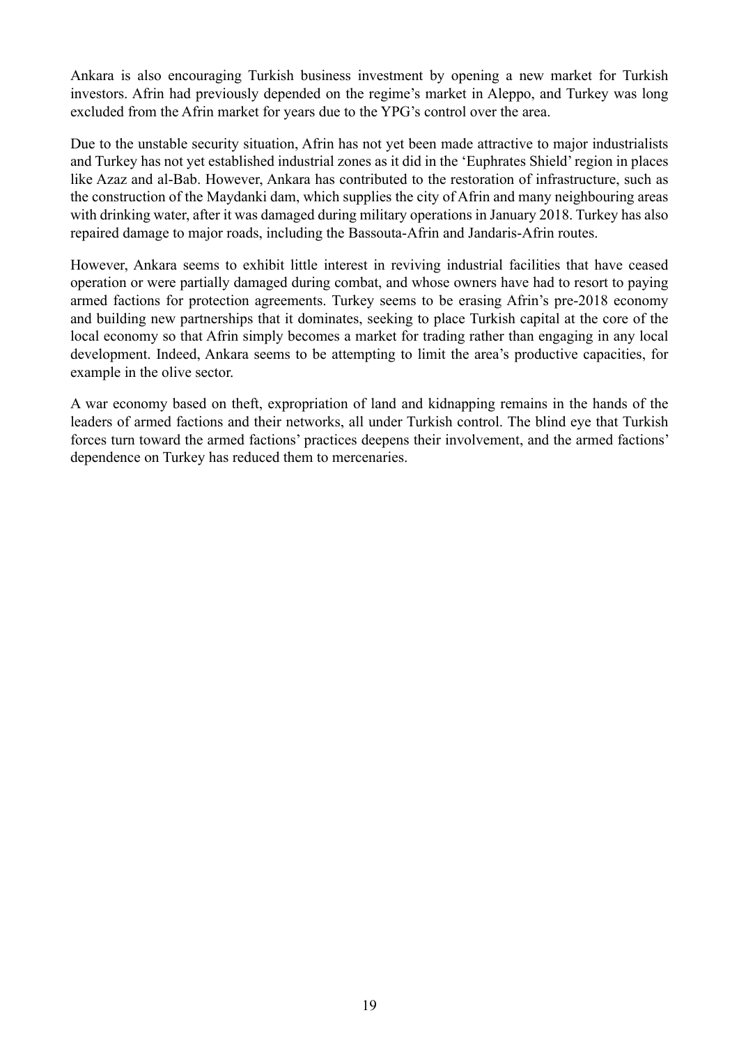Ankara is also encouraging Turkish business investment by opening a new market for Turkish investors. Afrin had previously depended on the regime's market in Aleppo, and Turkey was long excluded from the Afrin market for years due to the YPG's control over the area.

Due to the unstable security situation, Afrin has not yet been made attractive to major industrialists and Turkey has not yet established industrial zones as it did in the 'Euphrates Shield' region in places like Azaz and al-Bab. However, Ankara has contributed to the restoration of infrastructure, such as the construction of the Maydanki dam, which supplies the city of Afrin and many neighbouring areas with drinking water, after it was damaged during military operations in January 2018. Turkey has also repaired damage to major roads, including the Bassouta-Afrin and Jandaris-Afrin routes.

However, Ankara seems to exhibit little interest in reviving industrial facilities that have ceased operation or were partially damaged during combat, and whose owners have had to resort to paying armed factions for protection agreements. Turkey seems to be erasing Afrin's pre-2018 economy and building new partnerships that it dominates, seeking to place Turkish capital at the core of the local economy so that Afrin simply becomes a market for trading rather than engaging in any local development. Indeed, Ankara seems to be attempting to limit the area's productive capacities, for example in the olive sector.

A war economy based on theft, expropriation of land and kidnapping remains in the hands of the leaders of armed factions and their networks, all under Turkish control. The blind eye that Turkish forces turn toward the armed factions' practices deepens their involvement, and the armed factions' dependence on Turkey has reduced them to mercenaries.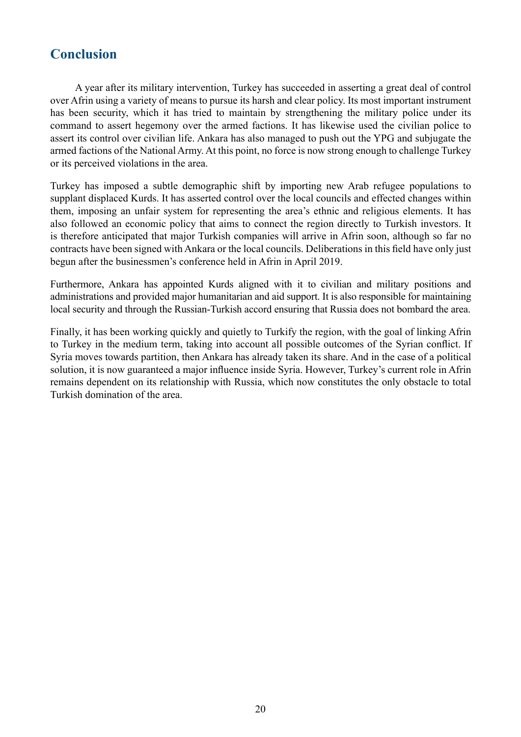## Conclusion

A year after its military intervention, Turkey has succeeded in asserting a great deal of control over Afrin using a variety of means to pursue its harsh and clear policy. Its most important instrument has been security, which it has tried to maintain by strengthening the military police under its command to assert hegemony over the armed factions. It has likewise used the civilian police to assert its control over civilian life. Ankara has also managed to push out the YPG and subjugate the armed factions of the National Army. At this point, no force is now strong enough to challenge Turkey or its perceived violations in the area.

Turkey has imposed a subtle demographic shift by importing new Arab refugee populations to supplant displaced Kurds. It has asserted control over the local councils and effected changes within them, imposing an unfair system for representing the area's ethnic and religious elements. It has also followed an economic policy that aims to connect the region directly to Turkish investors. It is therefore anticipated that major Turkish companies will arrive in Afrin soon, although so far no contracts have been signed with Ankara or the local councils. Deliberations in this field have only just begun after the businessmen's conference held in Afrin in April 2019.

Furthermore, Ankara has appointed Kurds aligned with it to civilian and military positions and administrations and provided major humanitarian and aid support. It is also responsible for maintaining local security and through the Russian-Turkish accord ensuring that Russia does not bombard the area.

Finally, it has been working quickly and quietly to Turkify the region, with the goal of linking Afrin to Turkey in the medium term, taking into account all possible outcomes of the Syrian conflict. If Syria moves towards partition, then Ankara has already taken its share. And in the case of a political solution, it is now guaranteed a major influence inside Syria. However, Turkey's current role in Afrin remains dependent on its relationship with Russia, which now constitutes the only obstacle to total Turkish domination of the area.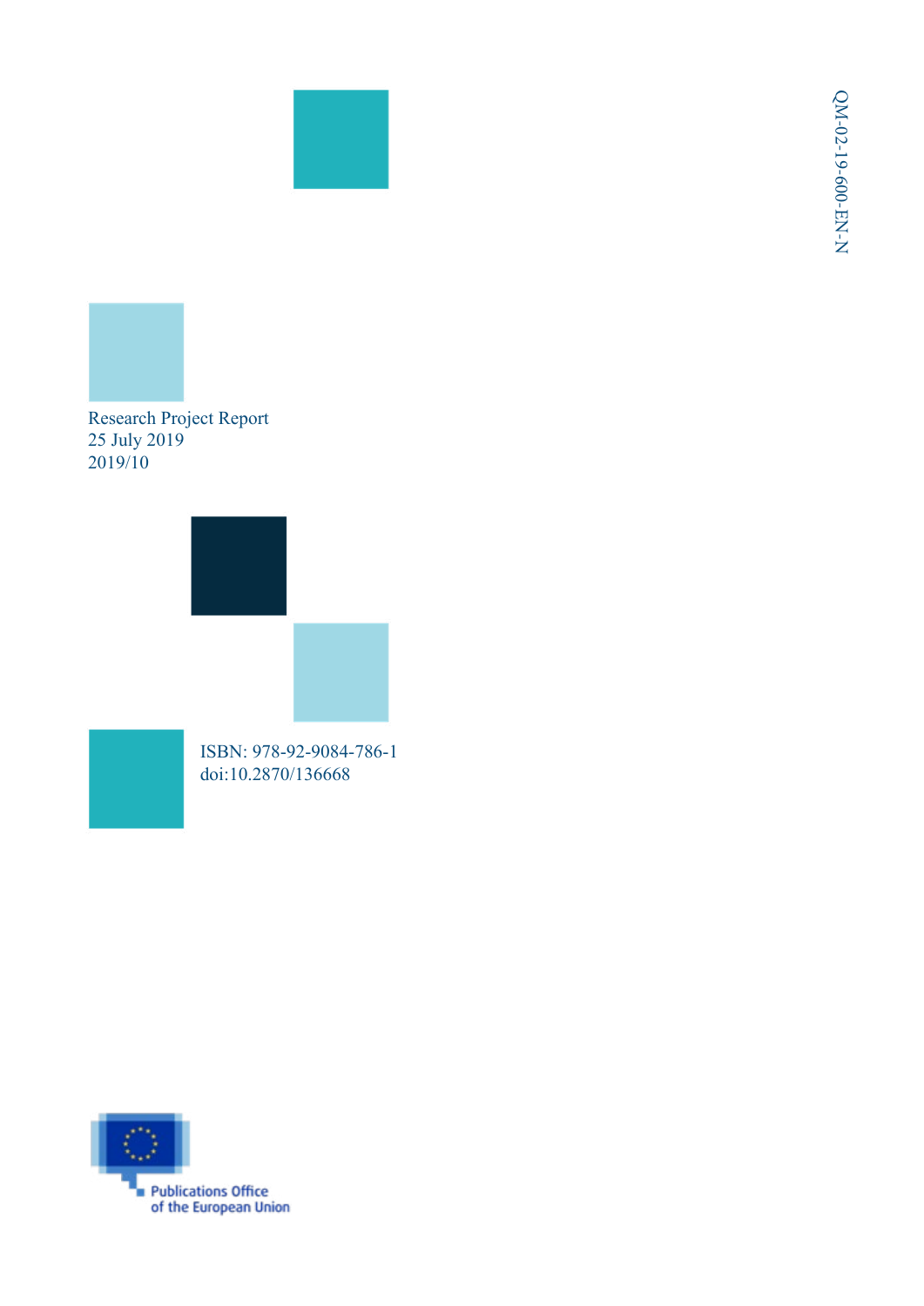QM-02-19-600-EN-N

Research Project Report
25 July 2019
2019/10

ISBN: 978-92-9084-786-1
doi:10.2870/136668

Publications Office of the European Union